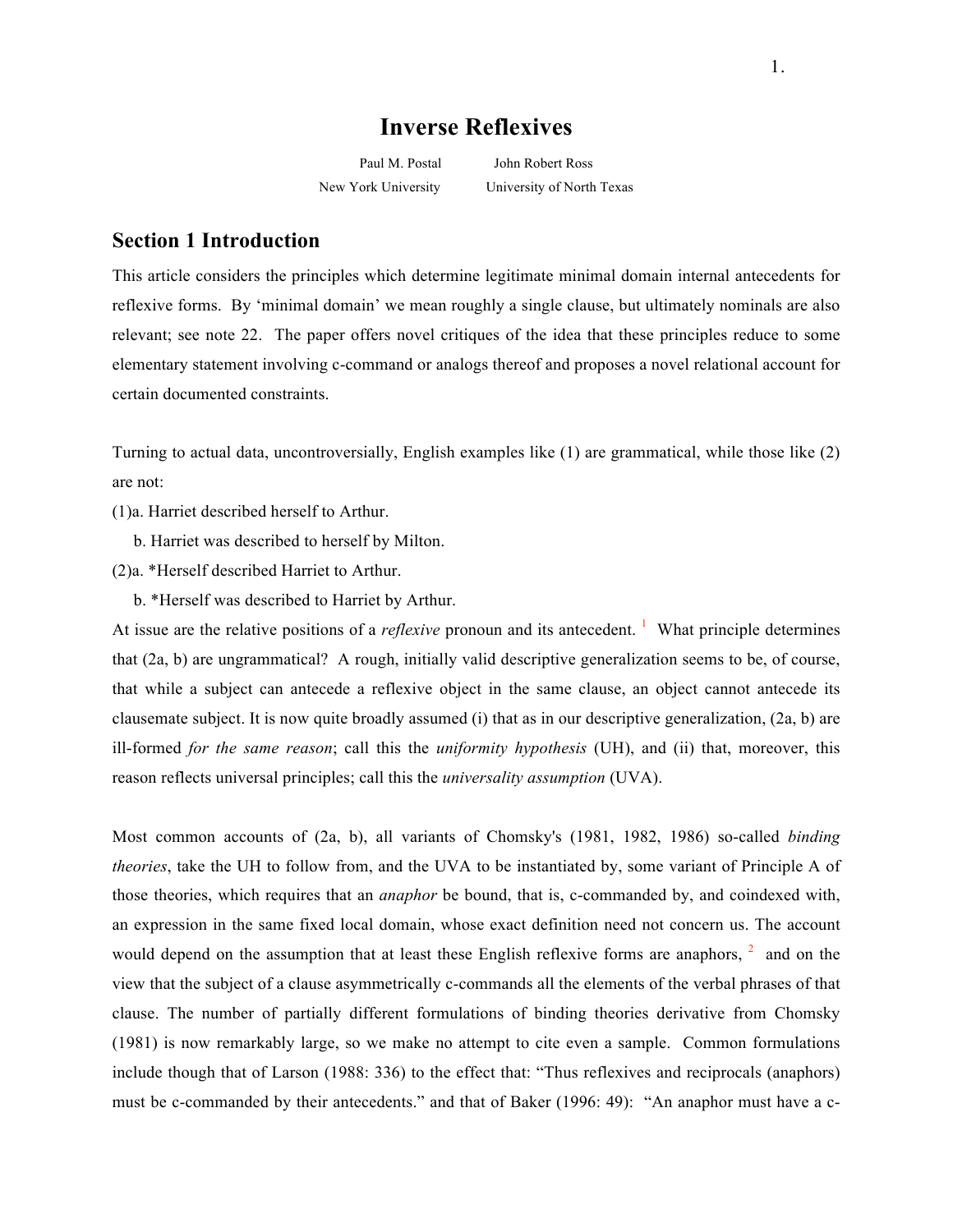# Inverse Reflexives

Paul M. Postal — New York University

John Robert Ross — University of North Texas

## Section 1 Introduction

This article considers the principles which determine legitimate minimal domain internal antecedents for reflexive forms. By 'minimal domain' we mean roughly a single clause, but ultimately nominals are also relevant; see note 22. The paper offers novel critiques of the idea that these principles reduce to some elementary statement involving c-command or analogs thereof and proposes a novel relational account for certain documented constraints.

Turning to actual data, uncontroversially, English examples like (1) are grammatical, while those like (2) are not:

(1)a. Harriet described herself to Arthur.

   b. Harriet was described to herself by Milton.

(2)a. *Herself described Harriet to Arthur.

   b. *Herself was described to Harriet by Arthur.

At issue are the relative positions of a *reflexive* pronoun and its antecedent. [1] What principle determines that (2a, b) are ungrammatical? A rough, initially valid descriptive generalization seems to be, of course, that while a subject can antecede a reflexive object in the same clause, an object cannot antecede its clausemate subject. It is now quite broadly assumed (i) that as in our descriptive generalization, (2a, b) are ill-formed *for the same reason*; call this the *uniformity hypothesis* (UH), and (ii) that, moreover, this reason reflects universal principles; call this the *universality assumption* (UVA).

Most common accounts of (2a, b), all variants of Chomsky's (1981, 1982, 1986) so-called *binding theories*, take the UH to follow from, and the UVA to be instantiated by, some variant of Principle A of those theories, which requires that an *anaphor* be bound, that is, c-commanded by, and coindexed with, an expression in the same fixed local domain, whose exact definition need not concern us. The account would depend on the assumption that at least these English reflexive forms are anaphors, [2] and on the view that the subject of a clause asymmetrically c-commands all the elements of the verbal phrases of that clause. The number of partially different formulations of binding theories derivative from Chomsky (1981) is now remarkably large, so we make no attempt to cite even a sample. Common formulations include though that of Larson (1988: 336) to the effect that: "Thus reflexives and reciprocals (anaphors) must be c-commanded by their antecedents." and that of Baker (1996: 49): "An anaphor must have a c-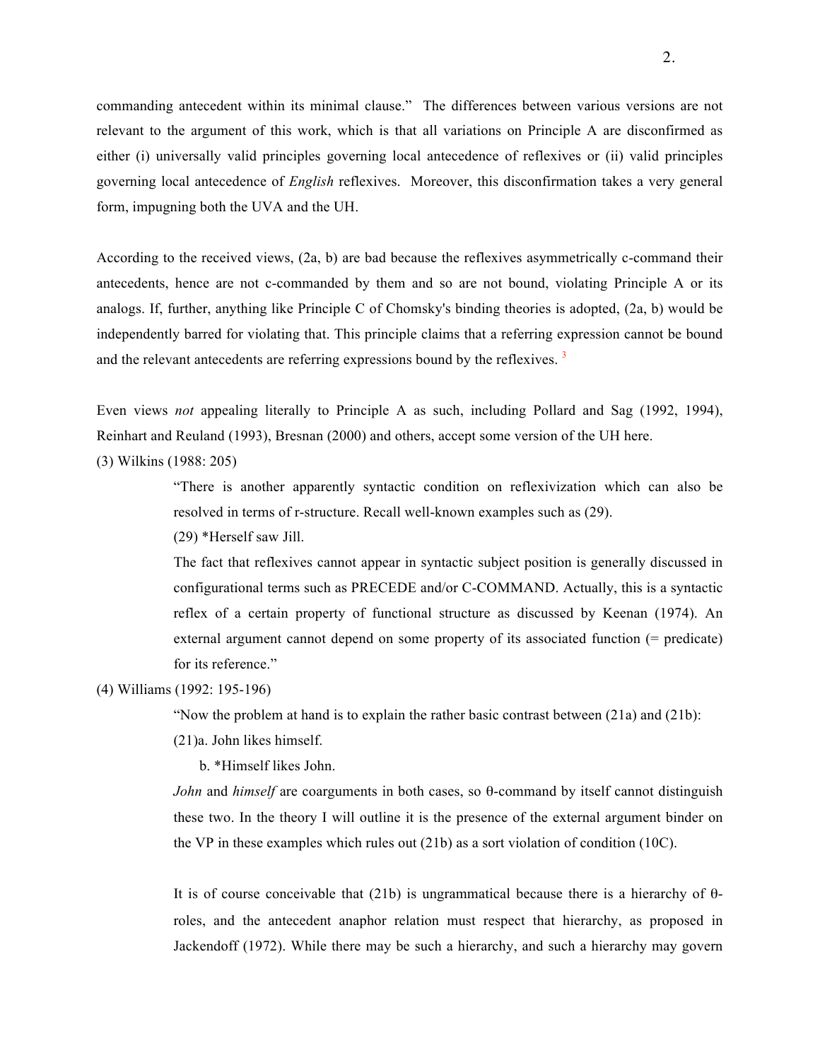commanding antecedent within its minimal clause." The differences between various versions are not relevant to the argument of this work, which is that all variations on Principle A are disconfirmed as either (i) universally valid principles governing local antecedence of reflexives or (ii) valid principles governing local antecedence of *English* reflexives. Moreover, this disconfirmation takes a very general form, impugning both the UVA and the UH.

According to the received views, (2a, b) are bad because the reflexives asymmetrically c-command their antecedents, hence are not c-commanded by them and so are not bound, violating Principle A or its analogs. If, further, anything like Principle C of Chomsky's binding theories is adopted, (2a, b) would be independently barred for violating that. This principle claims that a referring expression cannot be bound and the relevant antecedents are referring expressions bound by the reflexives. [3]

Even views *not* appealing literally to Principle A as such, including Pollard and Sag (1992, 1994), Reinhart and Reuland (1993), Bresnan (2000) and others, accept some version of the UH here.

(3) Wilkins (1988: 205)

> "There is another apparently syntactic condition on reflexivization which can also be resolved in terms of r-structure. Recall well-known examples such as (29).
>
> (29) *Herself saw Jill.
>
> The fact that reflexives cannot appear in syntactic subject position is generally discussed in configurational terms such as PRECEDE and/or C-COMMAND. Actually, this is a syntactic reflex of a certain property of functional structure as discussed by Keenan (1974). An external argument cannot depend on some property of its associated function (= predicate) for its reference."

(4) Williams (1992: 195-196)

> "Now the problem at hand is to explain the rather basic contrast between (21a) and (21b):
>
> (21)a. John likes himself.
>
> b. *Himself likes John.
>
> *John* and *himself* are coarguments in both cases, so θ-command by itself cannot distinguish these two. In the theory I will outline it is the presence of the external argument binder on the VP in these examples which rules out (21b) as a sort violation of condition (10C).
>
> It is of course conceivable that (21b) is ungrammatical because there is a hierarchy of θ-roles, and the antecedent anaphor relation must respect that hierarchy, as proposed in Jackendoff (1972). While there may be such a hierarchy, and such a hierarchy may govern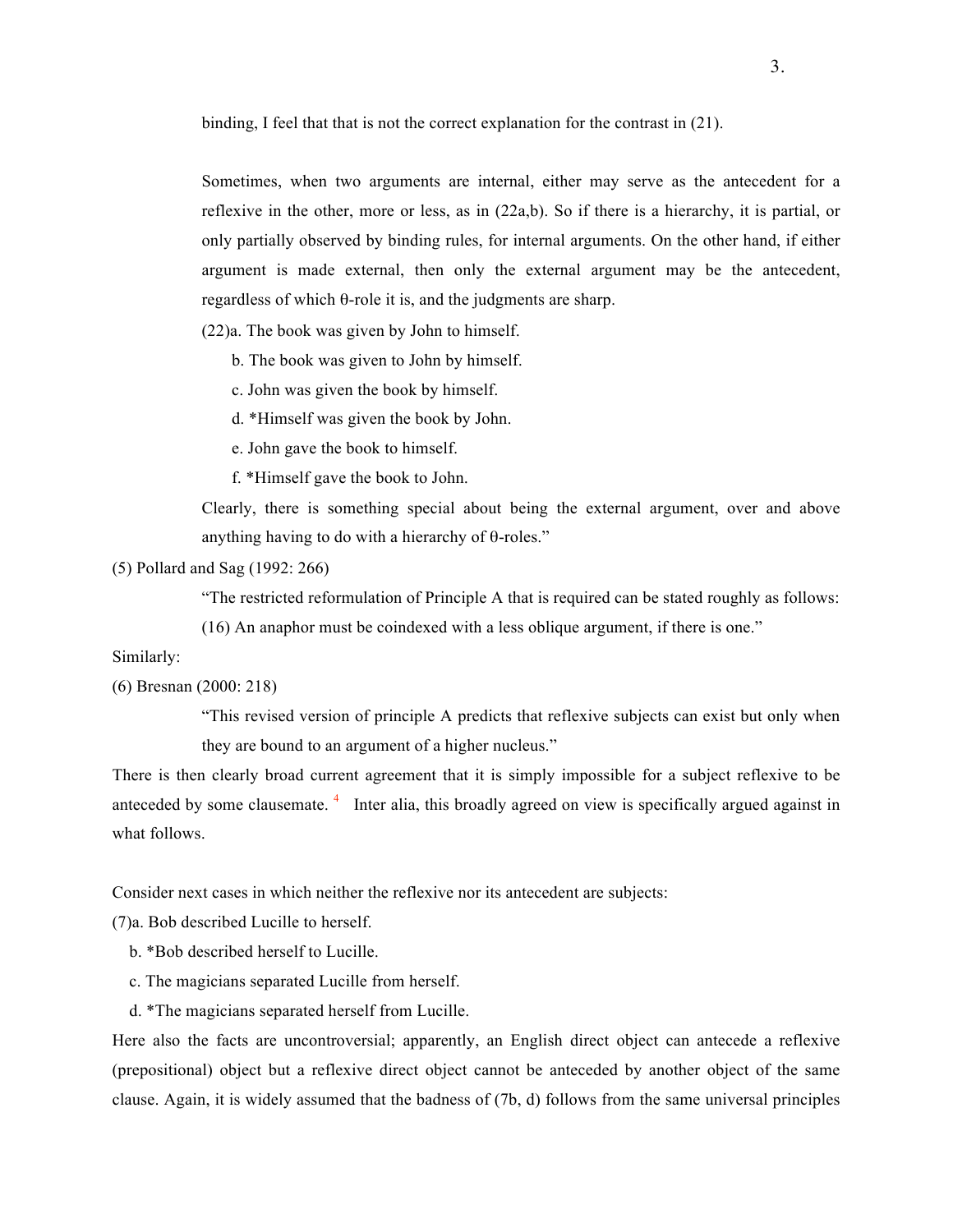binding, I feel that that is not the correct explanation for the contrast in (21).

> Sometimes, when two arguments are internal, either may serve as the antecedent for a reflexive in the other, more or less, as in (22a,b). So if there is a hierarchy, it is partial, or only partially observed by binding rules, for internal arguments. On the other hand, if either argument is made external, then only the external argument may be the antecedent, regardless of which θ-role it is, and the judgments are sharp.
>
> (22)a. The book was given by John to himself.
>
> b. The book was given to John by himself.
>
> c. John was given the book by himself.
>
> d. *Himself was given the book by John.
>
> e. John gave the book to himself.
>
> f. *Himself gave the book to John.
>
> Clearly, there is something special about being the external argument, over and above anything having to do with a hierarchy of θ-roles."

(5) Pollard and Sag (1992: 266)

> "The restricted reformulation of Principle A that is required can be stated roughly as follows:
>
> (16) An anaphor must be coindexed with a less oblique argument, if there is one."

Similarly:

(6) Bresnan (2000: 218)

> "This revised version of principle A predicts that reflexive subjects can exist but only when they are bound to an argument of a higher nucleus."

There is then clearly broad current agreement that it is simply impossible for a subject reflexive to be anteceded by some clausemate. [4] Inter alia, this broadly agreed on view is specifically argued against in what follows.

Consider next cases in which neither the reflexive nor its antecedent are subjects:

(7)a. Bob described Lucille to herself.

b. *Bob described herself to Lucille.

c. The magicians separated Lucille from herself.

d. *The magicians separated herself from Lucille.

Here also the facts are uncontroversial; apparently, an English direct object can antecede a reflexive (prepositional) object but a reflexive direct object cannot be anteceded by another object of the same clause. Again, it is widely assumed that the badness of (7b, d) follows from the same universal principles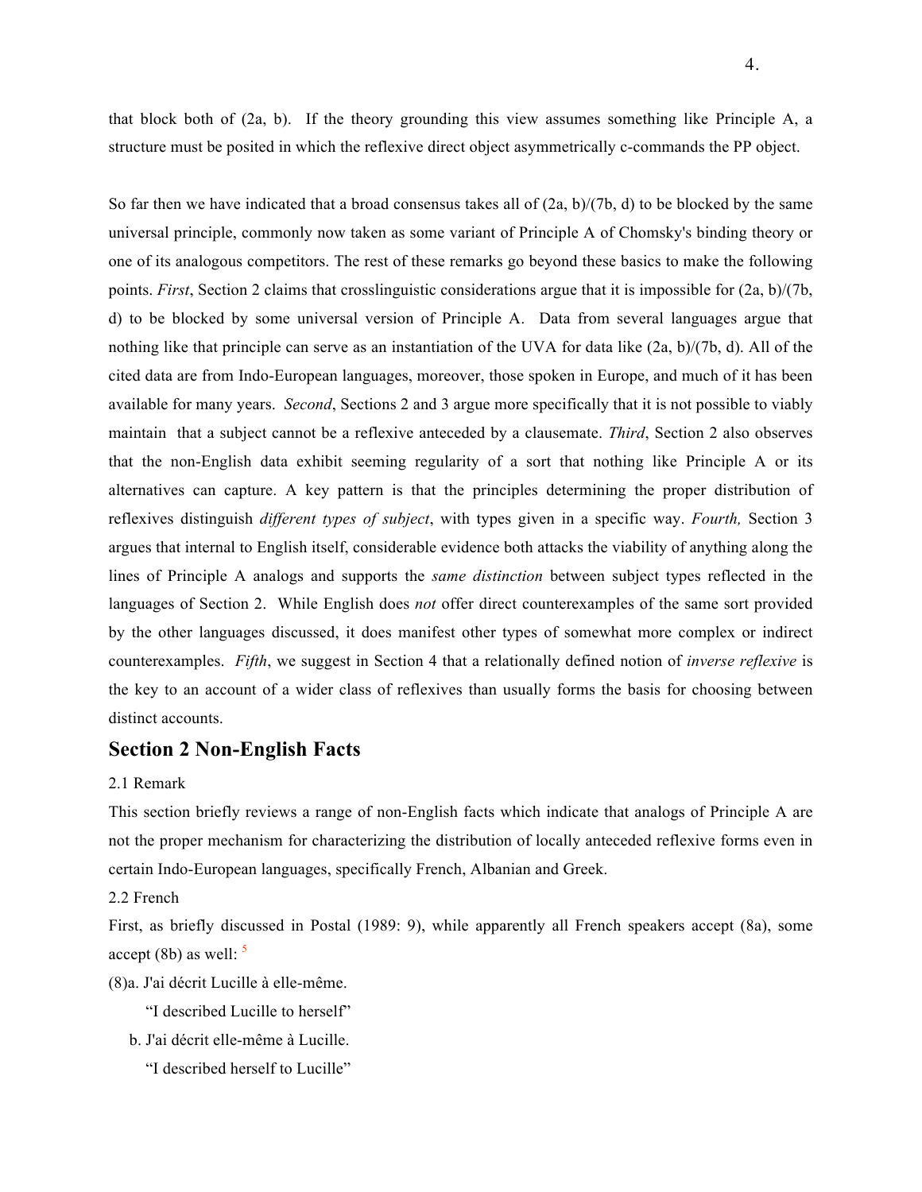that block both of (2a, b). If the theory grounding this view assumes something like Principle A, a structure must be posited in which the reflexive direct object asymmetrically c-commands the PP object.

So far then we have indicated that a broad consensus takes all of (2a, b)/(7b, d) to be blocked by the same universal principle, commonly now taken as some variant of Principle A of Chomsky's binding theory or one of its analogous competitors. The rest of these remarks go beyond these basics to make the following points. *First*, Section 2 claims that crosslinguistic considerations argue that it is impossible for (2a, b)/(7b, d) to be blocked by some universal version of Principle A. Data from several languages argue that nothing like that principle can serve as an instantiation of the UVA for data like (2a, b)/(7b, d). All of the cited data are from Indo-European languages, moreover, those spoken in Europe, and much of it has been available for many years. *Second*, Sections 2 and 3 argue more specifically that it is not possible to viably maintain that a subject cannot be a reflexive anteceded by a clausemate. *Third*, Section 2 also observes that the non-English data exhibit seeming regularity of a sort that nothing like Principle A or its alternatives can capture. A key pattern is that the principles determining the proper distribution of reflexives distinguish *different types of subject*, with types given in a specific way. *Fourth,* Section 3 argues that internal to English itself, considerable evidence both attacks the viability of anything along the lines of Principle A analogs and supports the *same distinction* between subject types reflected in the languages of Section 2. While English does *not* offer direct counterexamples of the same sort provided by the other languages discussed, it does manifest other types of somewhat more complex or indirect counterexamples. *Fifth*, we suggest in Section 4 that a relationally defined notion of *inverse reflexive* is the key to an account of a wider class of reflexives than usually forms the basis for choosing between distinct accounts.

## Section 2 Non-English Facts

2.1 Remark

This section briefly reviews a range of non-English facts which indicate that analogs of Principle A are not the proper mechanism for characterizing the distribution of locally anteceded reflexive forms even in certain Indo-European languages, specifically French, Albanian and Greek.

2.2 French

First, as briefly discussed in Postal (1989: 9), while apparently all French speakers accept (8a), some accept (8b) as well: [5]

(8)a. J'ai décrit Lucille à elle-même.

"I described Lucille to herself"

b. J'ai décrit elle-même à Lucille.

"I described herself to Lucille"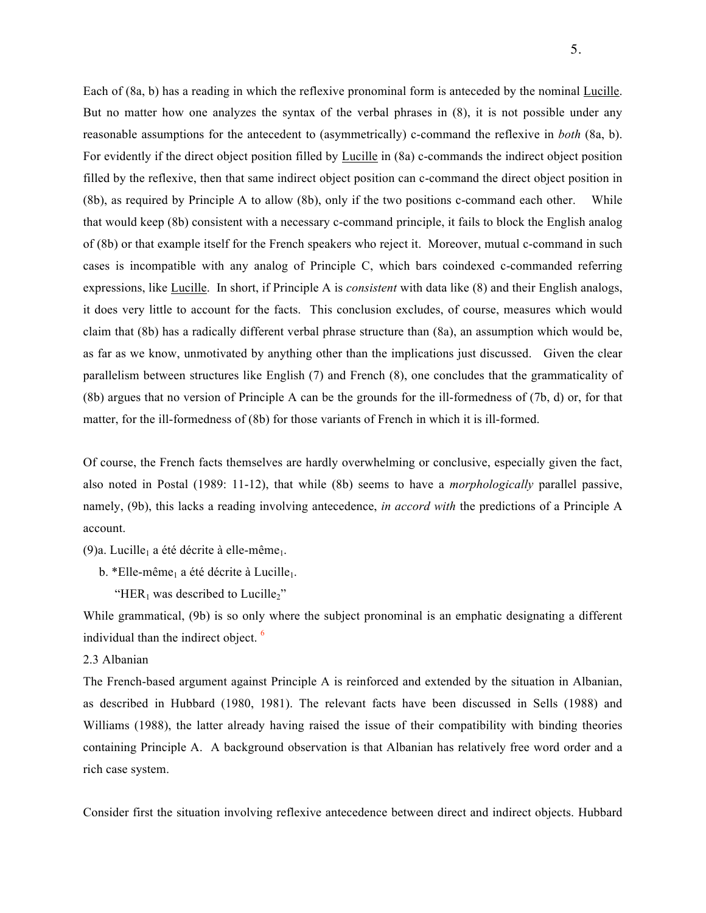Each of (8a, b) has a reading in which the reflexive pronominal form is anteceded by the nominal Lucille. But no matter how one analyzes the syntax of the verbal phrases in (8), it is not possible under any reasonable assumptions for the antecedent to (asymmetrically) c-command the reflexive in *both* (8a, b). For evidently if the direct object position filled by Lucille in (8a) c-commands the indirect object position filled by the reflexive, then that same indirect object position can c-command the direct object position in (8b), as required by Principle A to allow (8b), only if the two positions c-command each other. While that would keep (8b) consistent with a necessary c-command principle, it fails to block the English analog of (8b) or that example itself for the French speakers who reject it. Moreover, mutual c-command in such cases is incompatible with any analog of Principle C, which bars coindexed c-commanded referring expressions, like Lucille. In short, if Principle A is *consistent* with data like (8) and their English analogs, it does very little to account for the facts. This conclusion excludes, of course, measures which would claim that (8b) has a radically different verbal phrase structure than (8a), an assumption which would be, as far as we know, unmotivated by anything other than the implications just discussed. Given the clear parallelism between structures like English (7) and French (8), one concludes that the grammaticality of (8b) argues that no version of Principle A can be the grounds for the ill-formedness of (7b, d) or, for that matter, for the ill-formedness of (8b) for those variants of French in which it is ill-formed.

Of course, the French facts themselves are hardly overwhelming or conclusive, especially given the fact, also noted in Postal (1989: 11-12), that while (8b) seems to have a *morphologically* parallel passive, namely, (9b), this lacks a reading involving antecedence, *in accord with* the predictions of a Principle A account.

(9)a. Lucille$_1$ a été décrite à elle-même$_1$.

b. *Elle-même$_1$ a été décrite à Lucille$_1$.

"HER$_1$ was described to Lucille$_2$"

While grammatical, (9b) is so only where the subject pronominal is an emphatic designating a different individual than the indirect object. [6]

### 2.3 Albanian

The French-based argument against Principle A is reinforced and extended by the situation in Albanian, as described in Hubbard (1980, 1981). The relevant facts have been discussed in Sells (1988) and Williams (1988), the latter already having raised the issue of their compatibility with binding theories containing Principle A. A background observation is that Albanian has relatively free word order and a rich case system.

Consider first the situation involving reflexive antecedence between direct and indirect objects. Hubbard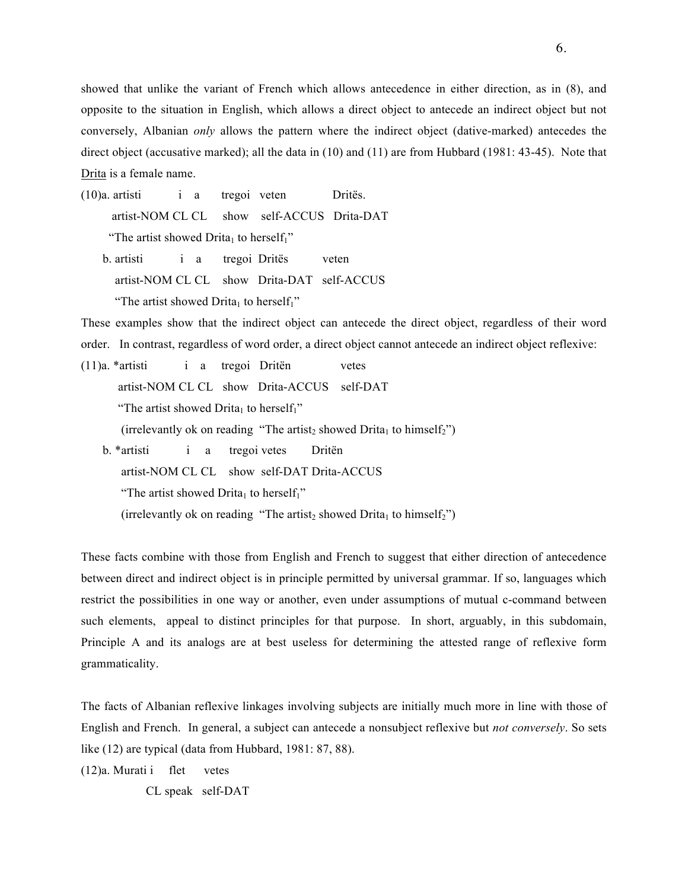showed that unlike the variant of French which allows antecedence in either direction, as in (8), and opposite to the situation in English, which allows a direct object to antecede an indirect object but not conversely, Albanian *only* allows the pattern where the indirect object (dative-marked) antecedes the direct object (accusative marked); all the data in (10) and (11) are from Hubbard (1981: 43-45). Note that Drita is a female name.

(10)a. artisti i a tregoi veten Dritës.
artist-NOM CL CL show self-ACCUS Drita-DAT
"The artist showed Drita$_1$ to herself$_1$"

b. artisti i a tregoi Dritës veten
artist-NOM CL CL show Drita-DAT self-ACCUS
"The artist showed Drita$_1$ to herself$_1$"

These examples show that the indirect object can antecede the direct object, regardless of their word order. In contrast, regardless of word order, a direct object cannot antecede an indirect object reflexive:

(11)a. *artisti i a tregoi Dritën vetes
artist-NOM CL CL show Drita-ACCUS self-DAT
"The artist showed Drita$_1$ to herself$_1$"
(irrelevantly ok on reading "The artist$_2$ showed Drita$_1$ to himself$_2$")

b. *artisti i a tregoi vetes Dritën
artist-NOM CL CL show self-DAT Drita-ACCUS
"The artist showed Drita$_1$ to herself$_1$"
(irrelevantly ok on reading "The artist$_2$ showed Drita$_1$ to himself$_2$")

These facts combine with those from English and French to suggest that either direction of antecedence between direct and indirect object is in principle permitted by universal grammar. If so, languages which restrict the possibilities in one way or another, even under assumptions of mutual c-command between such elements, appeal to distinct principles for that purpose. In short, arguably, in this subdomain, Principle A and its analogs are at best useless for determining the attested range of reflexive form grammaticality.

The facts of Albanian reflexive linkages involving subjects are initially much more in line with those of English and French. In general, a subject can antecede a nonsubject reflexive but *not conversely*. So sets like (12) are typical (data from Hubbard, 1981: 87, 88).

(12)a. Murati i flet vetes
CL speak self-DAT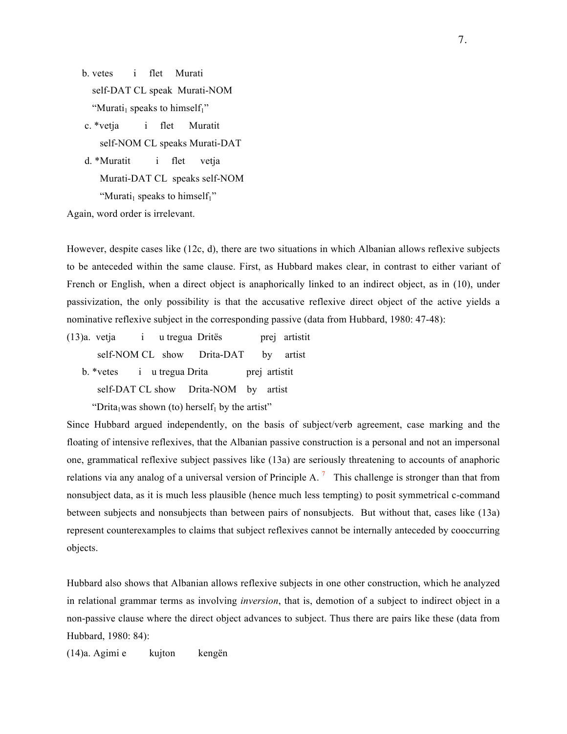b. vetes i flet Murati
   self-DAT CL speak Murati-NOM
   "Murati$_1$ speaks to himself$_1$"

c. *vetja i flet Muratit
   self-NOM CL speaks Murati-DAT

d. *Muratit i flet vetja
   Murati-DAT CL speaks self-NOM
   "Murati$_1$ speaks to himself$_1$"

Again, word order is irrelevant.

However, despite cases like (12c, d), there are two situations in which Albanian allows reflexive subjects to be anteceded within the same clause. First, as Hubbard makes clear, in contrast to either variant of French or English, when a direct object is anaphorically linked to an indirect object, as in (10), under passivization, the only possibility is that the accusative reflexive direct object of the active yields a nominative reflexive subject in the corresponding passive (data from Hubbard, 1980: 47-48):

(13)a. vetja i u tregua Dritës prej artistit
   self-NOM CL show Drita-DAT by artist

b. *vetes i u tregua Drita prej artistit
   self-DAT CL show Drita-NOM by artist
   "Drita$_1$was shown (to) herself$_1$ by the artist"

Since Hubbard argued independently, on the basis of subject/verb agreement, case marking and the floating of intensive reflexives, that the Albanian passive construction is a personal and not an impersonal one, grammatical reflexive subject passives like (13a) are seriously threatening to accounts of anaphoric relations via any analog of a universal version of Principle A. [7] This challenge is stronger than that from nonsubject data, as it is much less plausible (hence much less tempting) to posit symmetrical c-command between subjects and nonsubjects than between pairs of nonsubjects. But without that, cases like (13a) represent counterexamples to claims that subject reflexives cannot be internally anteceded by cooccurring objects.

Hubbard also shows that Albanian allows reflexive subjects in one other construction, which he analyzed in relational grammar terms as involving *inversion*, that is, demotion of a subject to indirect object in a non-passive clause where the direct object advances to subject. Thus there are pairs like these (data from Hubbard, 1980: 84):

(14)a. Agimi e kujton kengën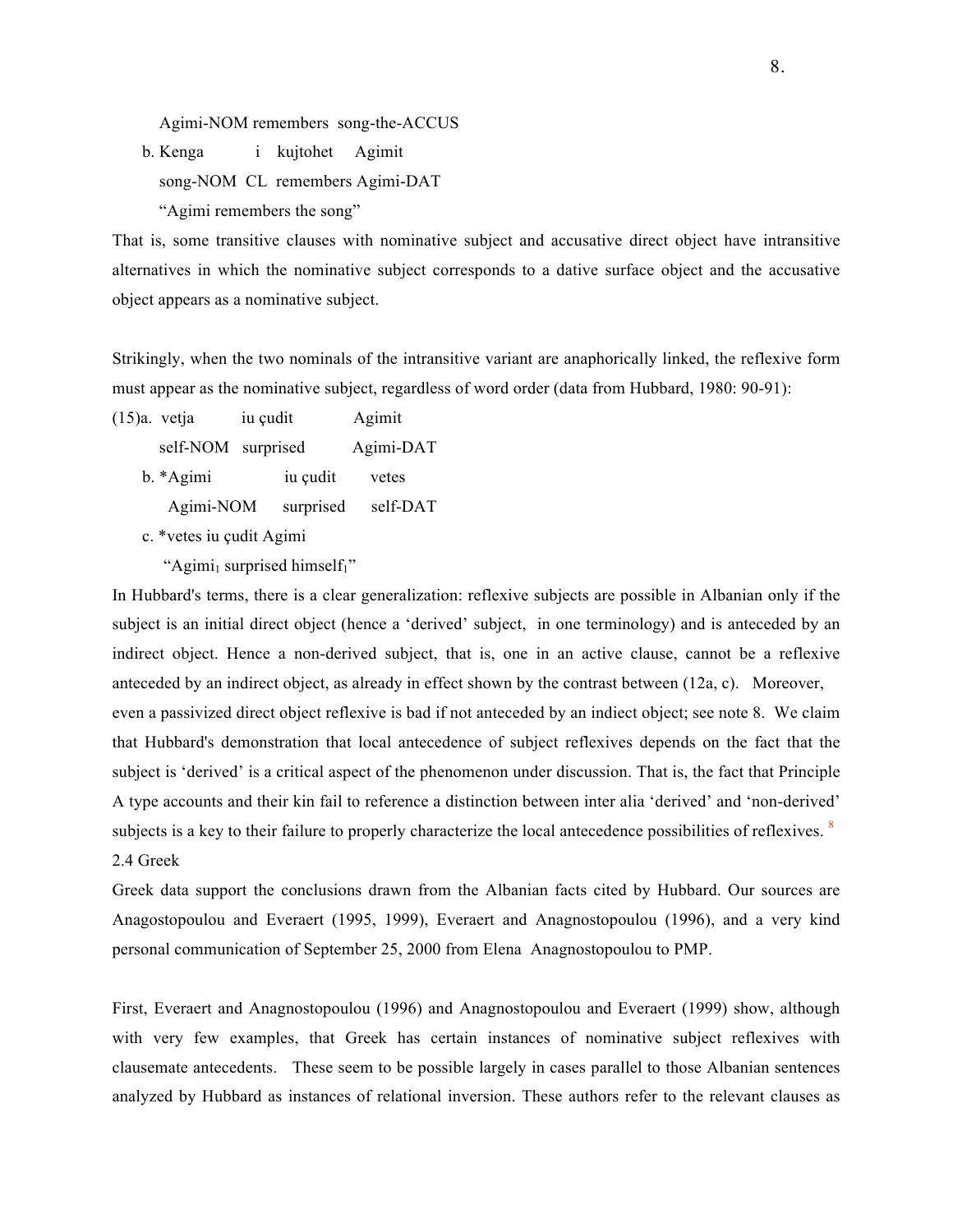Agimi-NOM remembers song-the-ACCUS

b. Kenga i kujtohet Agimit

song-NOM CL remembers Agimi-DAT

"Agimi remembers the song"

That is, some transitive clauses with nominative subject and accusative direct object have intransitive alternatives in which the nominative subject corresponds to a dative surface object and the accusative object appears as a nominative subject.

Strikingly, when the two nominals of the intransitive variant are anaphorically linked, the reflexive form must appear as the nominative subject, regardless of word order (data from Hubbard, 1980: 90-91):

(15)a. vetja iu çudit Agimit

self-NOM surprised Agimi-DAT

b. *Agimi iu çudit vetes

Agimi-NOM surprised self-DAT

c. *vetes iu çudit Agimi

"Agimi$_1$ surprised himself$_1$"

In Hubbard's terms, there is a clear generalization: reflexive subjects are possible in Albanian only if the subject is an initial direct object (hence a 'derived' subject, in one terminology) and is anteceded by an indirect object. Hence a non-derived subject, that is, one in an active clause, cannot be a reflexive anteceded by an indirect object, as already in effect shown by the contrast between (12a, c). Moreover, even a passivized direct object reflexive is bad if not anteceded by an indiect object; see note 8. We claim that Hubbard's demonstration that local antecedence of subject reflexives depends on the fact that the subject is 'derived' is a critical aspect of the phenomenon under discussion. That is, the fact that Principle A type accounts and their kin fail to reference a distinction between inter alia 'derived' and 'non-derived' subjects is a key to their failure to properly characterize the local antecedence possibilities of reflexives. [8]

## 2.4 Greek

Greek data support the conclusions drawn from the Albanian facts cited by Hubbard. Our sources are Anagostopoulou and Everaert (1995, 1999), Everaert and Anagnostopoulou (1996), and a very kind personal communication of September 25, 2000 from Elena Anagnostopoulou to PMP.

First, Everaert and Anagnostopoulou (1996) and Anagnostopoulou and Everaert (1999) show, although with very few examples, that Greek has certain instances of nominative subject reflexives with clausemate antecedents. These seem to be possible largely in cases parallel to those Albanian sentences analyzed by Hubbard as instances of relational inversion. These authors refer to the relevant clauses as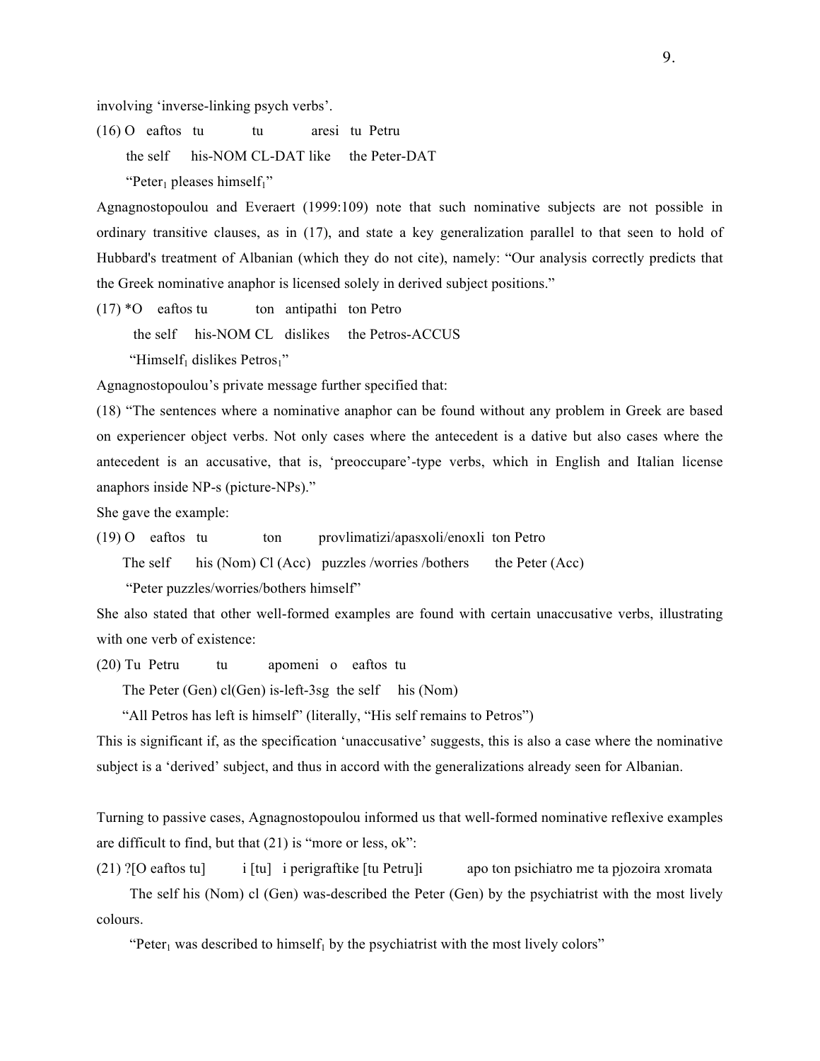involving 'inverse-linking psych verbs'.

(16) O eaftos tu tu aresi tu Petru
the self his-NOM CL-DAT like the Peter-DAT
"Peter$_1$ pleases himself$_1$"

Agnagnostopoulou and Everaert (1999:109) note that such nominative subjects are not possible in ordinary transitive clauses, as in (17), and state a key generalization parallel to that seen to hold of Hubbard's treatment of Albanian (which they do not cite), namely: "Our analysis correctly predicts that the Greek nominative anaphor is licensed solely in derived subject positions."

(17) *O eaftos tu ton antipathi ton Petro
the self his-NOM CL dislikes the Petros-ACCUS
"Himself$_1$ dislikes Petros$_1$"

Agnagnostopoulou's private message further specified that:

(18) "The sentences where a nominative anaphor can be found without any problem in Greek are based on experiencer object verbs. Not only cases where the antecedent is a dative but also cases where the antecedent is an accusative, that is, 'preoccupare'-type verbs, which in English and Italian license anaphors inside NP-s (picture-NPs)."

She gave the example:

(19) O eaftos tu ton provlimatizi/apasxoli/enoxli ton Petro
The self his (Nom) Cl (Acc) puzzles /worries /bothers the Peter (Acc)
"Peter puzzles/worries/bothers himself"

She also stated that other well-formed examples are found with certain unaccusative verbs, illustrating with one verb of existence:

(20) Tu Petru tu apomeni o eaftos tu
The Peter (Gen) cl(Gen) is-left-3sg the self his (Nom)
"All Petros has left is himself" (literally, "His self remains to Petros")

This is significant if, as the specification 'unaccusative' suggests, this is also a case where the nominative subject is a 'derived' subject, and thus in accord with the generalizations already seen for Albanian.

Turning to passive cases, Agnagnostopoulou informed us that well-formed nominative reflexive examples are difficult to find, but that (21) is "more or less, ok":

(21) ?[O eaftos tu] i [tu] i perigraftike [tu Petru]i apo ton psichiatro me ta pjozoira xromata
The self his (Nom) cl (Gen) was-described the Peter (Gen) by the psychiatrist with the most lively colours.
"Peter$_1$ was described to himself$_1$ by the psychiatrist with the most lively colors"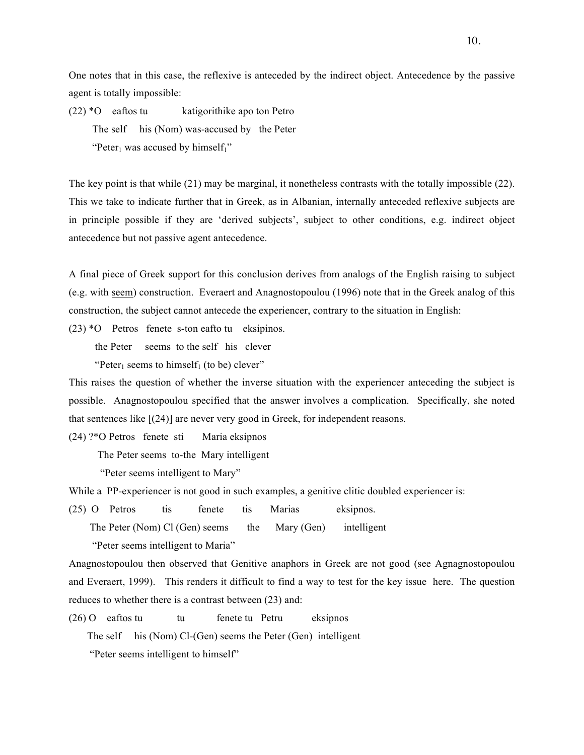One notes that in this case, the reflexive is anteceded by the indirect object. Antecedence by the passive agent is totally impossible:

(22) *O eaftos tu katigorithike apo ton Petro
The self his (Nom) was-accused by the Peter
"Peter$_1$ was accused by himself$_1$"

The key point is that while (21) may be marginal, it nonetheless contrasts with the totally impossible (22). This we take to indicate further that in Greek, as in Albanian, internally anteceded reflexive subjects are in principle possible if they are 'derived subjects', subject to other conditions, e.g. indirect object antecedence but not passive agent antecedence.

A final piece of Greek support for this conclusion derives from analogs of the English raising to subject (e.g. with <u>seem</u>) construction. Everaert and Anagnostopoulou (1996) note that in the Greek analog of this construction, the subject cannot antecede the experiencer, contrary to the situation in English:

(23) *O Petros fenete s-ton eafto tu eksipinos.
the Peter seems to the self his clever
"Peter$_1$ seems to himself$_1$ (to be) clever"

This raises the question of whether the inverse situation with the experiencer anteceding the subject is possible. Anagnostopoulou specified that the answer involves a complication. Specifically, she noted that sentences like [(24)] are never very good in Greek, for independent reasons.

(24) ?*O Petros fenete sti Maria eksipnos
The Peter seems to-the Mary intelligent
"Peter seems intelligent to Mary"

While a PP-experiencer is not good in such examples, a genitive clitic doubled experiencer is:

(25) O Petros tis fenete tis Marias eksipnos.
The Peter (Nom) Cl (Gen) seems the Mary (Gen) intelligent
"Peter seems intelligent to Maria"

Anagnostopoulou then observed that Genitive anaphors in Greek are not good (see Agnagnostopoulou and Everaert, 1999). This renders it difficult to find a way to test for the key issue here. The question reduces to whether there is a contrast between (23) and:

(26) O eaftos tu tu fenete tu Petru eksipnos
The self his (Nom) Cl-(Gen) seems the Peter (Gen) intelligent
"Peter seems intelligent to himself"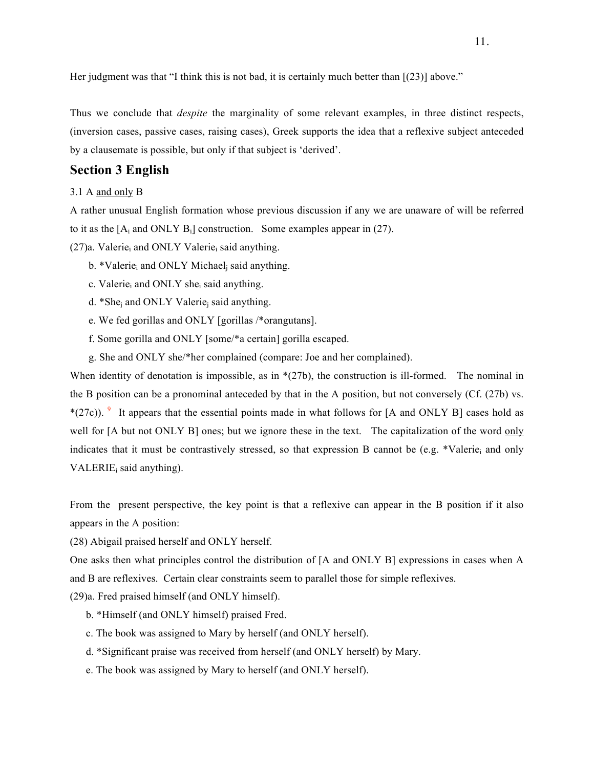Her judgment was that "I think this is not bad, it is certainly much better than [(23)] above."

Thus we conclude that *despite* the marginality of some relevant examples, in three distinct respects, (inversion cases, passive cases, raising cases), Greek supports the idea that a reflexive subject anteceded by a clausemate is possible, but only if that subject is 'derived'.

## Section 3 English

3.1 A and only B

A rather unusual English formation whose previous discussion if any we are unaware of will be referred to it as the [$A_i$ and ONLY $B_i$] construction. Some examples appear in (27).

(27)a. $Valerie_i$ and ONLY $Valerie_i$ said anything.

b. *$Valerie_i$ and ONLY $Michael_j$ said anything.

c. $Valerie_i$ and ONLY $she_i$ said anything.

d. *$She_j$ and ONLY $Valerie_j$ said anything.

e. We fed gorillas and ONLY [gorillas /*orangutans].

f. Some gorilla and ONLY [some/*a certain] gorilla escaped.

g. She and ONLY she/*her complained (compare: Joe and her complained).

When identity of denotation is impossible, as in *(27b), the construction is ill-formed. The nominal in the B position can be a pronominal anteceded by that in the A position, but not conversely (Cf. (27b) vs. *(27c)). [9] It appears that the essential points made in what follows for [A and ONLY B] cases hold as well for [A but not ONLY B] ones; but we ignore these in the text. The capitalization of the word only indicates that it must be contrastively stressed, so that expression B cannot be (e.g. *$Valerie_i$ and only $VALERIE_i$ said anything).

From the present perspective, the key point is that a reflexive can appear in the B position if it also appears in the A position:

(28) Abigail praised herself and ONLY herself.

One asks then what principles control the distribution of [A and ONLY B] expressions in cases when A and B are reflexives. Certain clear constraints seem to parallel those for simple reflexives.

(29)a. Fred praised himself (and ONLY himself).

b. *Himself (and ONLY himself) praised Fred.

c. The book was assigned to Mary by herself (and ONLY herself).

d. *Significant praise was received from herself (and ONLY herself) by Mary.

e. The book was assigned by Mary to herself (and ONLY herself).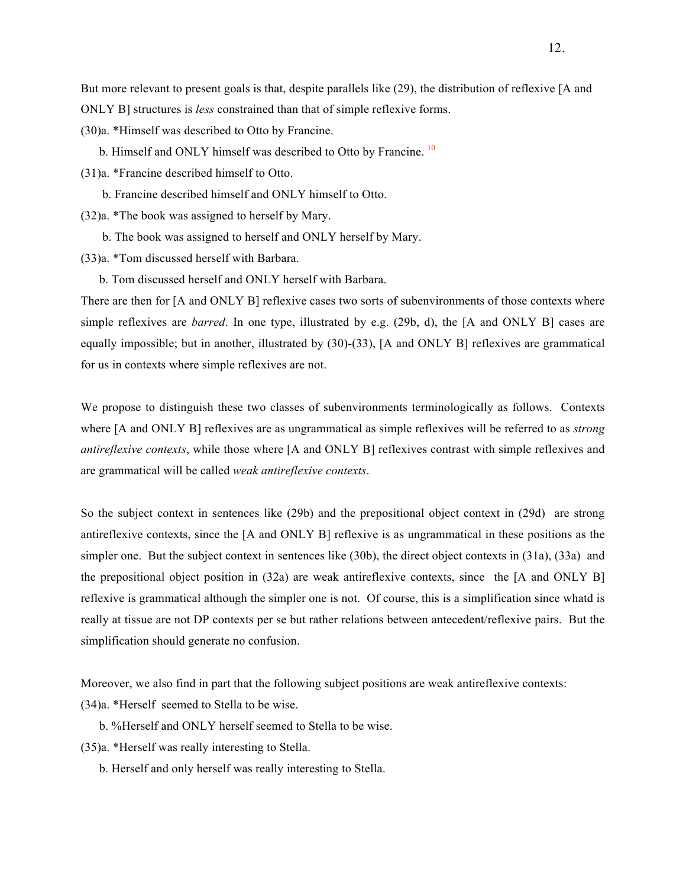But more relevant to present goals is that, despite parallels like (29), the distribution of reflexive [A and ONLY B] structures is *less* constrained than that of simple reflexive forms.

(30)a. *Himself was described to Otto by Francine.

b. Himself and ONLY himself was described to Otto by Francine. [10]

(31)a. *Francine described himself to Otto.

b. Francine described himself and ONLY himself to Otto.

(32)a. *The book was assigned to herself by Mary.

b. The book was assigned to herself and ONLY herself by Mary.

(33)a. *Tom discussed herself with Barbara.

b. Tom discussed herself and ONLY herself with Barbara.

There are then for [A and ONLY B] reflexive cases two sorts of subenvironments of those contexts where simple reflexives are *barred*. In one type, illustrated by e.g. (29b, d), the [A and ONLY B] cases are equally impossible; but in another, illustrated by (30)-(33), [A and ONLY B] reflexives are grammatical for us in contexts where simple reflexives are not.

We propose to distinguish these two classes of subenvironments terminologically as follows. Contexts where [A and ONLY B] reflexives are as ungrammatical as simple reflexives will be referred to as *strong antireflexive contexts*, while those where [A and ONLY B] reflexives contrast with simple reflexives and are grammatical will be called *weak antireflexive contexts*.

So the subject context in sentences like (29b) and the prepositional object context in (29d) are strong antireflexive contexts, since the [A and ONLY B] reflexive is as ungrammatical in these positions as the simpler one. But the subject context in sentences like (30b), the direct object contexts in (31a), (33a) and the prepositional object position in (32a) are weak antireflexive contexts, since the [A and ONLY B] reflexive is grammatical although the simpler one is not. Of course, this is a simplification since whatd is really at tissue are not DP contexts per se but rather relations between antecedent/reflexive pairs. But the simplification should generate no confusion.

Moreover, we also find in part that the following subject positions are weak antireflexive contexts:

(34)a. *Herself seemed to Stella to be wise.

b. %Herself and ONLY herself seemed to Stella to be wise.

(35)a. *Herself was really interesting to Stella.

b. Herself and only herself was really interesting to Stella.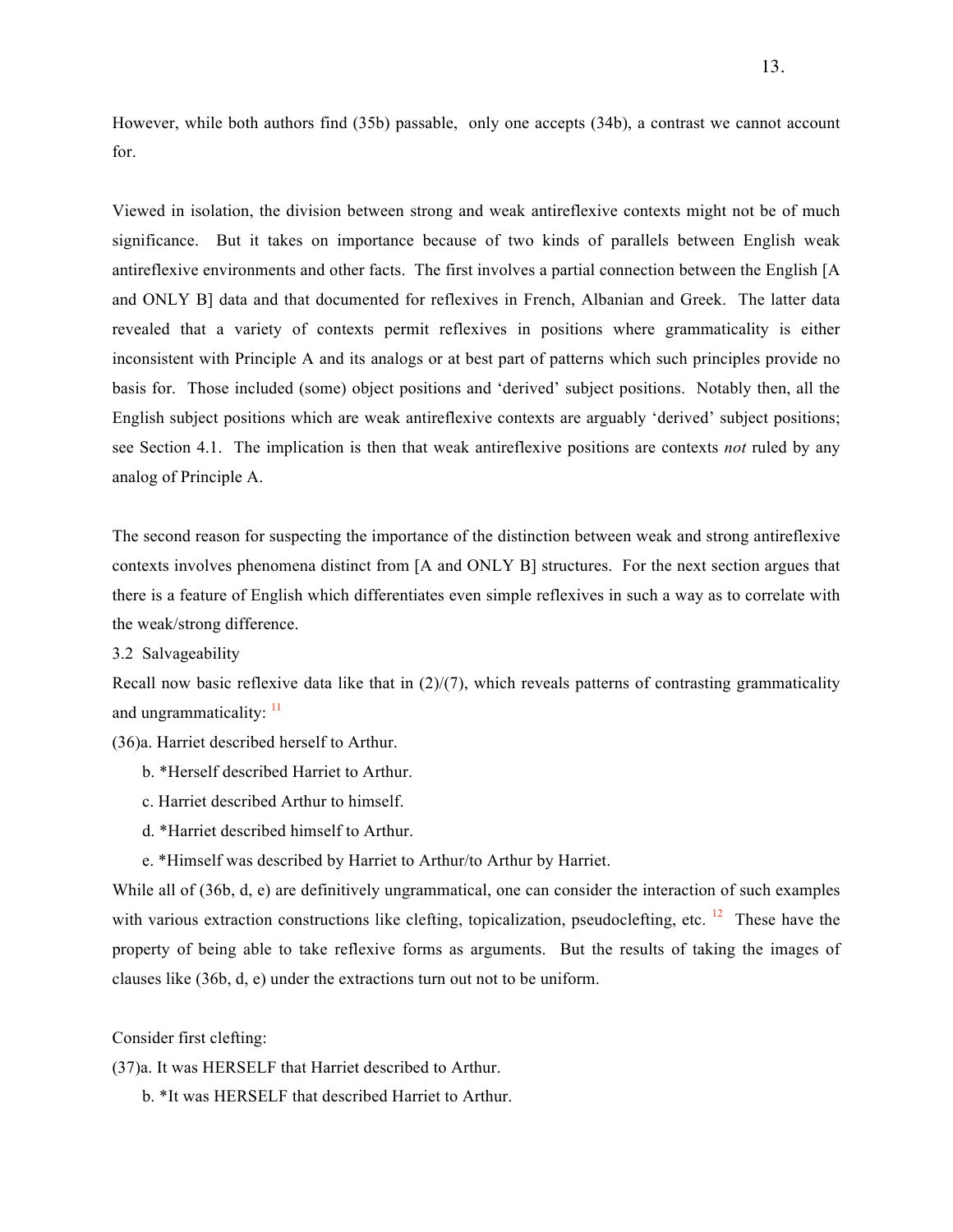However, while both authors find (35b) passable, only one accepts (34b), a contrast we cannot account for.

Viewed in isolation, the division between strong and weak antireflexive contexts might not be of much significance. But it takes on importance because of two kinds of parallels between English weak antireflexive environments and other facts. The first involves a partial connection between the English [A and ONLY B] data and that documented for reflexives in French, Albanian and Greek. The latter data revealed that a variety of contexts permit reflexives in positions where grammaticality is either inconsistent with Principle A and its analogs or at best part of patterns which such principles provide no basis for. Those included (some) object positions and 'derived' subject positions. Notably then, all the English subject positions which are weak antireflexive contexts are arguably 'derived' subject positions; see Section 4.1. The implication is then that weak antireflexive positions are contexts *not* ruled by any analog of Principle A.

The second reason for suspecting the importance of the distinction between weak and strong antireflexive contexts involves phenomena distinct from [A and ONLY B] structures. For the next section argues that there is a feature of English which differentiates even simple reflexives in such a way as to correlate with the weak/strong difference.

### 3.2 Salvageability

Recall now basic reflexive data like that in (2)/(7), which reveals patterns of contrasting grammaticality and ungrammaticality: [11]

(36)a. Harriet described herself to Arthur.

b. *Herself described Harriet to Arthur.

c. Harriet described Arthur to himself.

d. *Harriet described himself to Arthur.

e. *Himself was described by Harriet to Arthur/to Arthur by Harriet.

While all of (36b, d, e) are definitively ungrammatical, one can consider the interaction of such examples with various extraction constructions like clefting, topicalization, pseudoclefting, etc. [12] These have the property of being able to take reflexive forms as arguments. But the results of taking the images of clauses like (36b, d, e) under the extractions turn out not to be uniform.

Consider first clefting:

(37)a. It was HERSELF that Harriet described to Arthur.

b. *It was HERSELF that described Harriet to Arthur.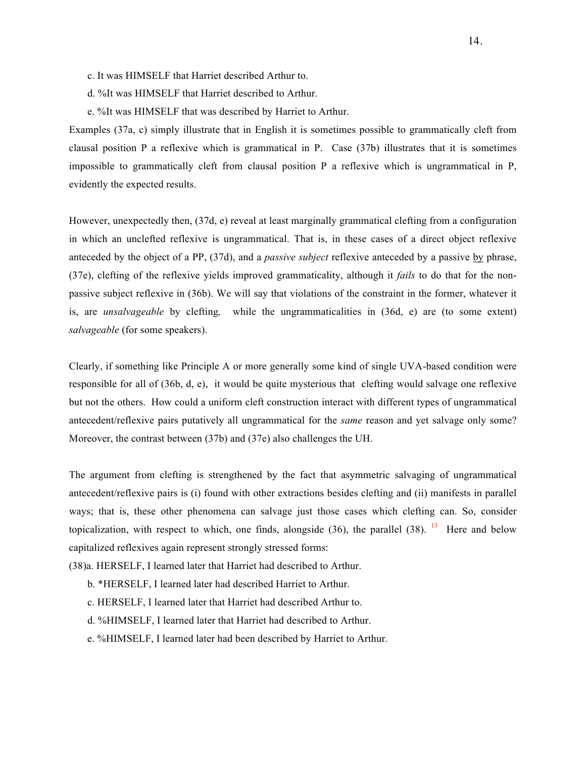c. It was HIMSELF that Harriet described Arthur to.

d. %It was HIMSELF that Harriet described to Arthur.

e. %It was HIMSELF that was described by Harriet to Arthur.

Examples (37a, c) simply illustrate that in English it is sometimes possible to grammatically cleft from clausal position P a reflexive which is grammatical in P. Case (37b) illustrates that it is sometimes impossible to grammatically cleft from clausal position P a reflexive which is ungrammatical in P, evidently the expected results.

However, unexpectedly then, (37d, e) reveal at least marginally grammatical clefting from a configuration in which an unclefted reflexive is ungrammatical. That is, in these cases of a direct object reflexive anteceded by the object of a PP, (37d), and a *passive subject* reflexive anteceded by a passive by phrase, (37e), clefting of the reflexive yields improved grammaticality, although it *fails* to do that for the non-passive subject reflexive in (36b). We will say that violations of the constraint in the former, whatever it is, are *unsalvageable* by clefting*,* while the ungrammaticalities in (36d, e) are (to some extent) *salvageable* (for some speakers).

Clearly, if something like Principle A or more generally some kind of single UVA-based condition were responsible for all of (36b, d, e), it would be quite mysterious that clefting would salvage one reflexive but not the others. How could a uniform cleft construction interact with different types of ungrammatical antecedent/reflexive pairs putatively all ungrammatical for the *same* reason and yet salvage only some? Moreover, the contrast between (37b) and (37e) also challenges the UH.

The argument from clefting is strengthened by the fact that asymmetric salvaging of ungrammatical antecedent/reflexive pairs is (i) found with other extractions besides clefting and (ii) manifests in parallel ways; that is, these other phenomena can salvage just those cases which clefting can. So, consider topicalization, with respect to which, one finds, alongside (36), the parallel (38). [13] Here and below capitalized reflexives again represent strongly stressed forms:

(38)a. HERSELF, I learned later that Harriet had described to Arthur.

b. *HERSELF, I learned later had described Harriet to Arthur.

c. HERSELF, I learned later that Harriet had described Arthur to.

d. %HIMSELF, I learned later that Harriet had described to Arthur.

e. %HIMSELF, I learned later had been described by Harriet to Arthur.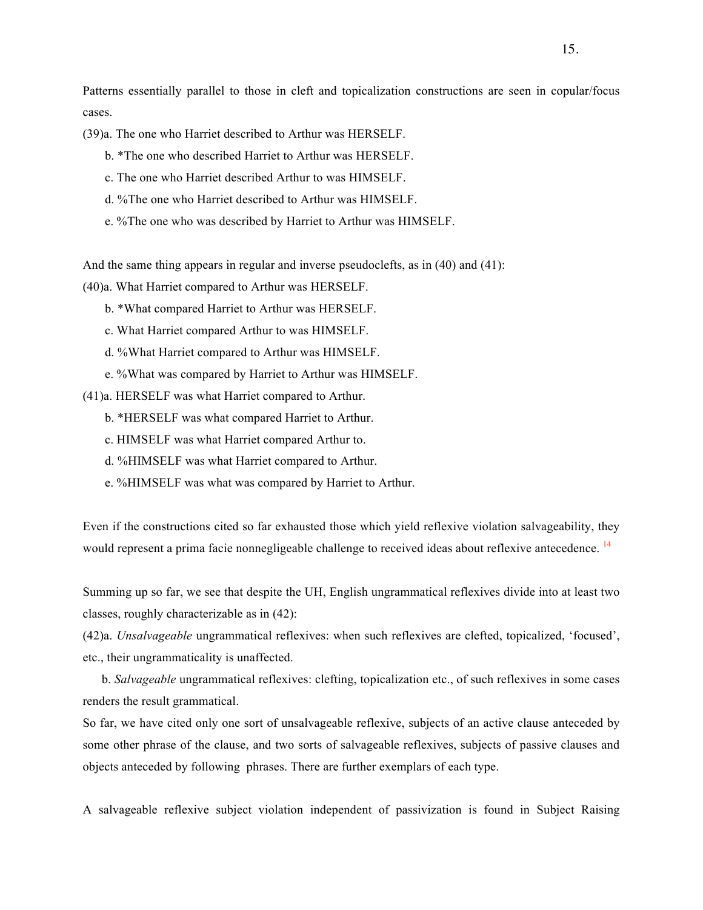Patterns essentially parallel to those in cleft and topicalization constructions are seen in copular/focus cases.

(39)a. The one who Harriet described to Arthur was HERSELF.

b. *The one who described Harriet to Arthur was HERSELF.

c. The one who Harriet described Arthur to was HIMSELF.

d. %The one who Harriet described to Arthur was HIMSELF.

e. %The one who was described by Harriet to Arthur was HIMSELF.

And the same thing appears in regular and inverse pseudoclefts, as in (40) and (41):

(40)a. What Harriet compared to Arthur was HERSELF.

b. *What compared Harriet to Arthur was HERSELF.

c. What Harriet compared Arthur to was HIMSELF.

d. %What Harriet compared to Arthur was HIMSELF.

e. %What was compared by Harriet to Arthur was HIMSELF.

(41)a. HERSELF was what Harriet compared to Arthur.

b. *HERSELF was what compared Harriet to Arthur.

c. HIMSELF was what Harriet compared Arthur to.

d. %HIMSELF was what Harriet compared to Arthur.

e. %HIMSELF was what was compared by Harriet to Arthur.

Even if the constructions cited so far exhausted those which yield reflexive violation salvageability, they would represent a prima facie nonnegligeable challenge to received ideas about reflexive antecedence. [14]

Summing up so far, we see that despite the UH, English ungrammatical reflexives divide into at least two classes, roughly characterizable as in (42):

(42)a. *Unsalvageable* ungrammatical reflexives: when such reflexives are clefted, topicalized, 'focused', etc., their ungrammaticality is unaffected.

b. *Salvageable* ungrammatical reflexives: clefting, topicalization etc., of such reflexives in some cases renders the result grammatical.

So far, we have cited only one sort of unsalvageable reflexive, subjects of an active clause anteceded by some other phrase of the clause, and two sorts of salvageable reflexives, subjects of passive clauses and objects anteceded by following phrases. There are further exemplars of each type.

A salvageable reflexive subject violation independent of passivization is found in Subject Raising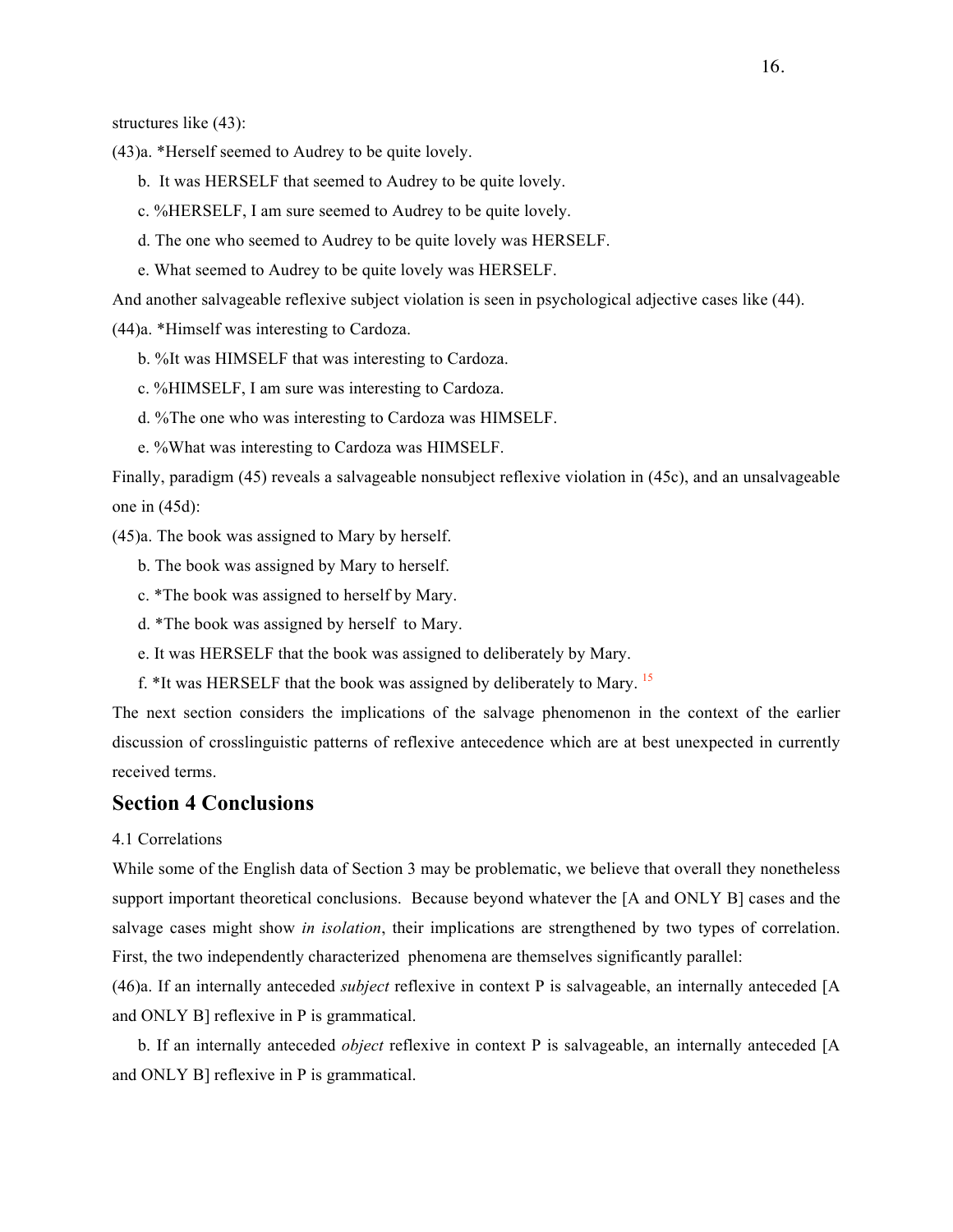structures like (43):

(43)a. *Herself seemed to Audrey to be quite lovely.

b. It was HERSELF that seemed to Audrey to be quite lovely.

c. %HERSELF, I am sure seemed to Audrey to be quite lovely.

d. The one who seemed to Audrey to be quite lovely was HERSELF.

e. What seemed to Audrey to be quite lovely was HERSELF.

And another salvageable reflexive subject violation is seen in psychological adjective cases like (44).

(44)a. *Himself was interesting to Cardoza.

b. %It was HIMSELF that was interesting to Cardoza.

c. %HIMSELF, I am sure was interesting to Cardoza.

d. %The one who was interesting to Cardoza was HIMSELF.

e. %What was interesting to Cardoza was HIMSELF.

Finally, paradigm (45) reveals a salvageable nonsubject reflexive violation in (45c), and an unsalvageable one in (45d):

(45)a. The book was assigned to Mary by herself.

b. The book was assigned by Mary to herself.

c. *The book was assigned to herself by Mary.

d. *The book was assigned by herself to Mary.

e. It was HERSELF that the book was assigned to deliberately by Mary.

f. *It was HERSELF that the book was assigned by deliberately to Mary. [15]

The next section considers the implications of the salvage phenomenon in the context of the earlier discussion of crosslinguistic patterns of reflexive antecedence which are at best unexpected in currently received terms.

## Section 4 Conclusions

4.1 Correlations

While some of the English data of Section 3 may be problematic, we believe that overall they nonetheless support important theoretical conclusions. Because beyond whatever the [A and ONLY B] cases and the salvage cases might show *in isolation*, their implications are strengthened by two types of correlation. First, the two independently characterized phenomena are themselves significantly parallel:

(46)a. If an internally anteceded *subject* reflexive in context P is salvageable, an internally anteceded [A and ONLY B] reflexive in P is grammatical.

b. If an internally anteceded *object* reflexive in context P is salvageable, an internally anteceded [A and ONLY B] reflexive in P is grammatical.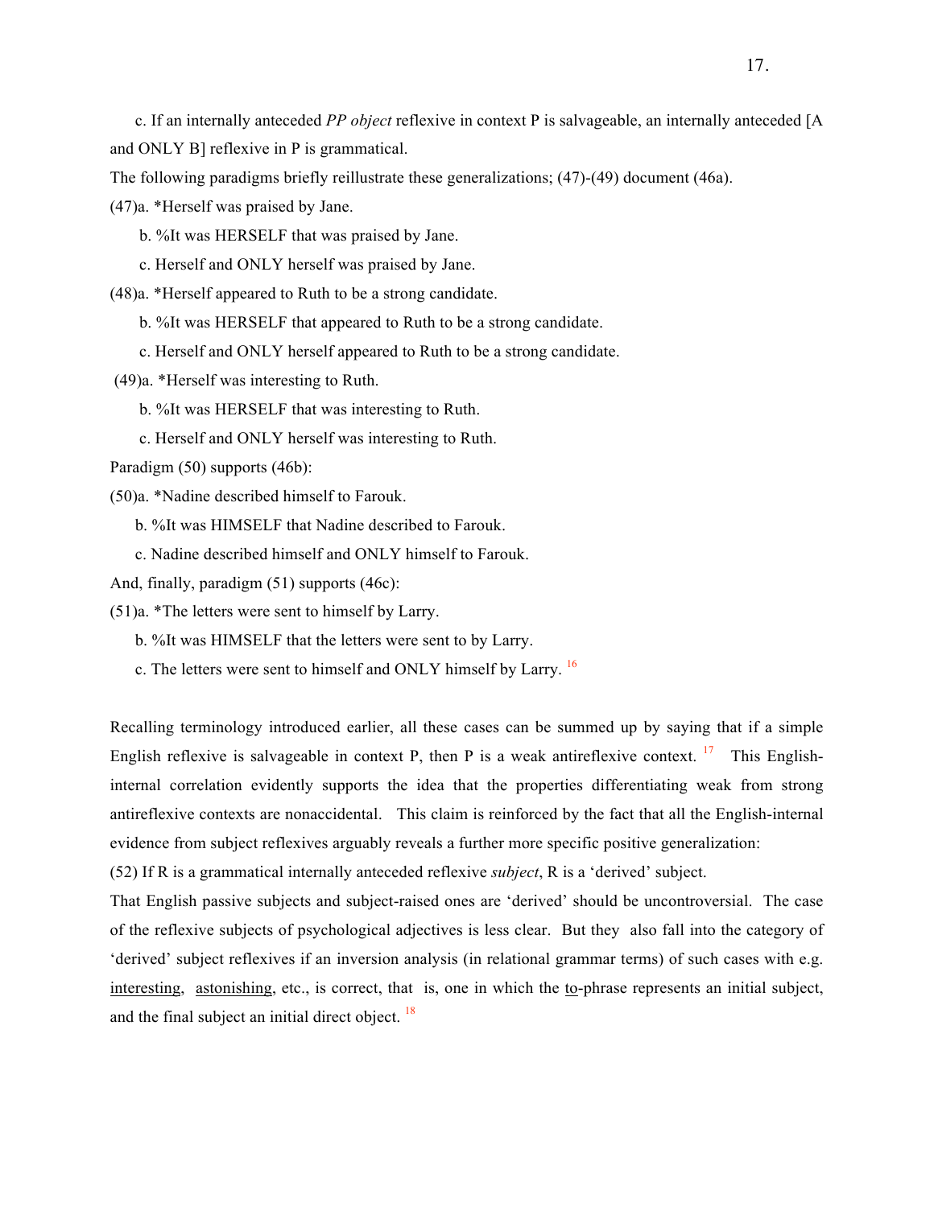c. If an internally anteceded *PP object* reflexive in context P is salvageable, an internally anteceded [A and ONLY B] reflexive in P is grammatical.

The following paradigms briefly reillustrate these generalizations; (47)-(49) document (46a).

(47)a. *Herself was praised by Jane.

b. %It was HERSELF that was praised by Jane.

c. Herself and ONLY herself was praised by Jane.

(48)a. *Herself appeared to Ruth to be a strong candidate.

b. %It was HERSELF that appeared to Ruth to be a strong candidate.

c. Herself and ONLY herself appeared to Ruth to be a strong candidate.

(49)a. *Herself was interesting to Ruth.

b. %It was HERSELF that was interesting to Ruth.

c. Herself and ONLY herself was interesting to Ruth.

Paradigm (50) supports (46b):

(50)a. *Nadine described himself to Farouk.

b. %It was HIMSELF that Nadine described to Farouk.

c. Nadine described himself and ONLY himself to Farouk.

And, finally, paradigm (51) supports (46c):

(51)a. *The letters were sent to himself by Larry.

b. %It was HIMSELF that the letters were sent to by Larry.

c. The letters were sent to himself and ONLY himself by Larry. [16]

Recalling terminology introduced earlier, all these cases can be summed up by saying that if a simple English reflexive is salvageable in context P, then P is a weak antireflexive context. [17] This English-internal correlation evidently supports the idea that the properties differentiating weak from strong antireflexive contexts are nonaccidental. This claim is reinforced by the fact that all the English-internal evidence from subject reflexives arguably reveals a further more specific positive generalization:

(52) If R is a grammatical internally anteceded reflexive *subject*, R is a 'derived' subject.

That English passive subjects and subject-raised ones are 'derived' should be uncontroversial. The case of the reflexive subjects of psychological adjectives is less clear. But they also fall into the category of 'derived' subject reflexives if an inversion analysis (in relational grammar terms) of such cases with e.g. interesting, astonishing, etc., is correct, that is, one in which the to-phrase represents an initial subject, and the final subject an initial direct object. [18]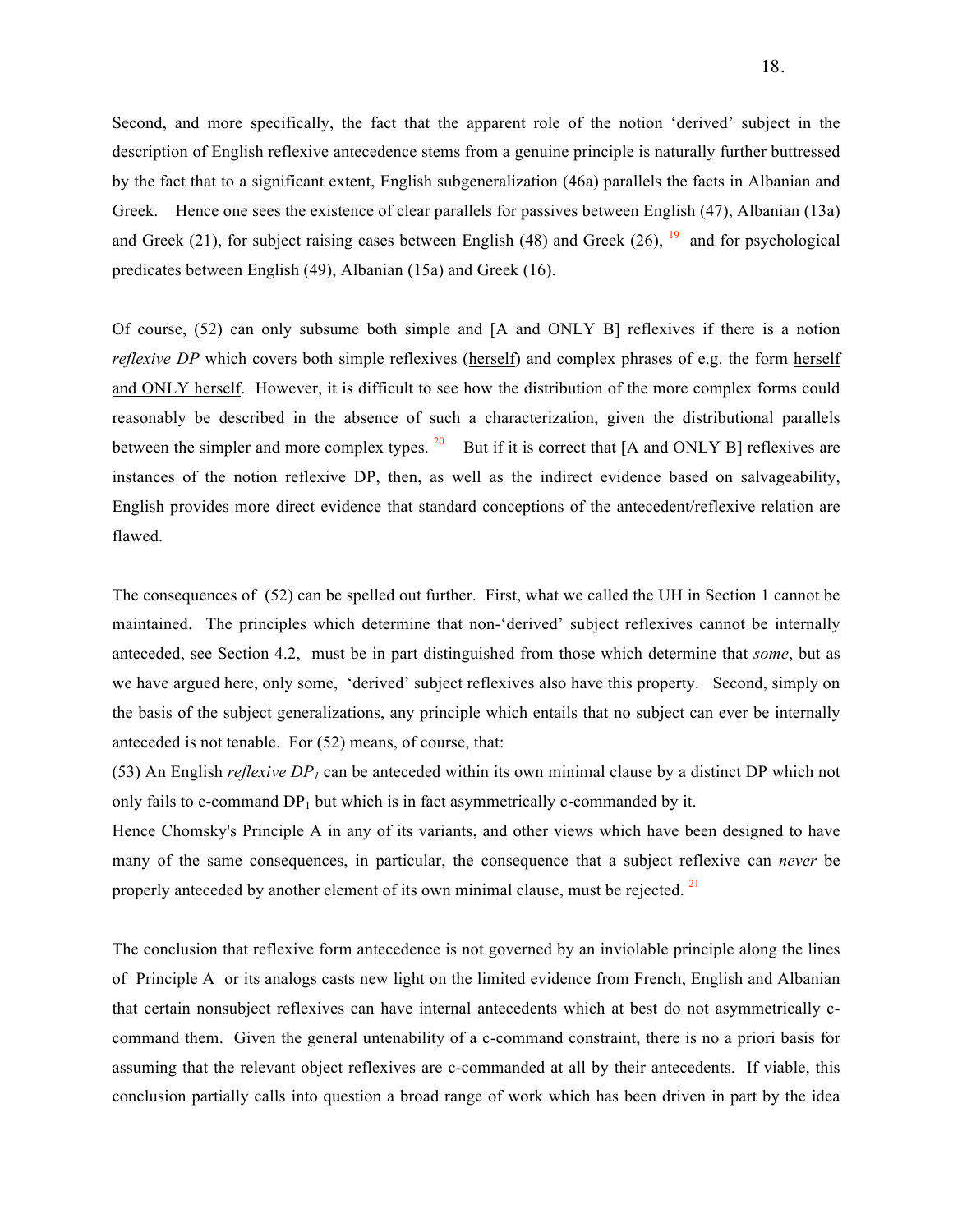Second, and more specifically, the fact that the apparent role of the notion 'derived' subject in the description of English reflexive antecedence stems from a genuine principle is naturally further buttressed by the fact that to a significant extent, English subgeneralization (46a) parallels the facts in Albanian and Greek. Hence one sees the existence of clear parallels for passives between English (47), Albanian (13a) and Greek (21), for subject raising cases between English (48) and Greek (26), [19] and for psychological predicates between English (49), Albanian (15a) and Greek (16).

Of course, (52) can only subsume both simple and [A and ONLY B] reflexives if there is a notion *reflexive DP* which covers both simple reflexives (herself) and complex phrases of e.g. the form herself and ONLY herself. However, it is difficult to see how the distribution of the more complex forms could reasonably be described in the absence of such a characterization, given the distributional parallels between the simpler and more complex types. [20] But if it is correct that [A and ONLY B] reflexives are instances of the notion reflexive DP, then, as well as the indirect evidence based on salvageability, English provides more direct evidence that standard conceptions of the antecedent/reflexive relation are flawed.

The consequences of (52) can be spelled out further. First, what we called the UH in Section 1 cannot be maintained. The principles which determine that non-'derived' subject reflexives cannot be internally anteceded, see Section 4.2, must be in part distinguished from those which determine that *some*, but as we have argued here, only some, 'derived' subject reflexives also have this property. Second, simply on the basis of the subject generalizations, any principle which entails that no subject can ever be internally anteceded is not tenable. For (52) means, of course, that:

(53) An English *reflexive* $DP_1$ can be anteceded within its own minimal clause by a distinct DP which not only fails to c-command $DP_1$ but which is in fact asymmetrically c-commanded by it.

Hence Chomsky's Principle A in any of its variants, and other views which have been designed to have many of the same consequences, in particular, the consequence that a subject reflexive can *never* be properly anteceded by another element of its own minimal clause, must be rejected. [21]

The conclusion that reflexive form antecedence is not governed by an inviolable principle along the lines of Principle A or its analogs casts new light on the limited evidence from French, English and Albanian that certain nonsubject reflexives can have internal antecedents which at best do not asymmetrically c-command them. Given the general untenability of a c-command constraint, there is no a priori basis for assuming that the relevant object reflexives are c-commanded at all by their antecedents. If viable, this conclusion partially calls into question a broad range of work which has been driven in part by the idea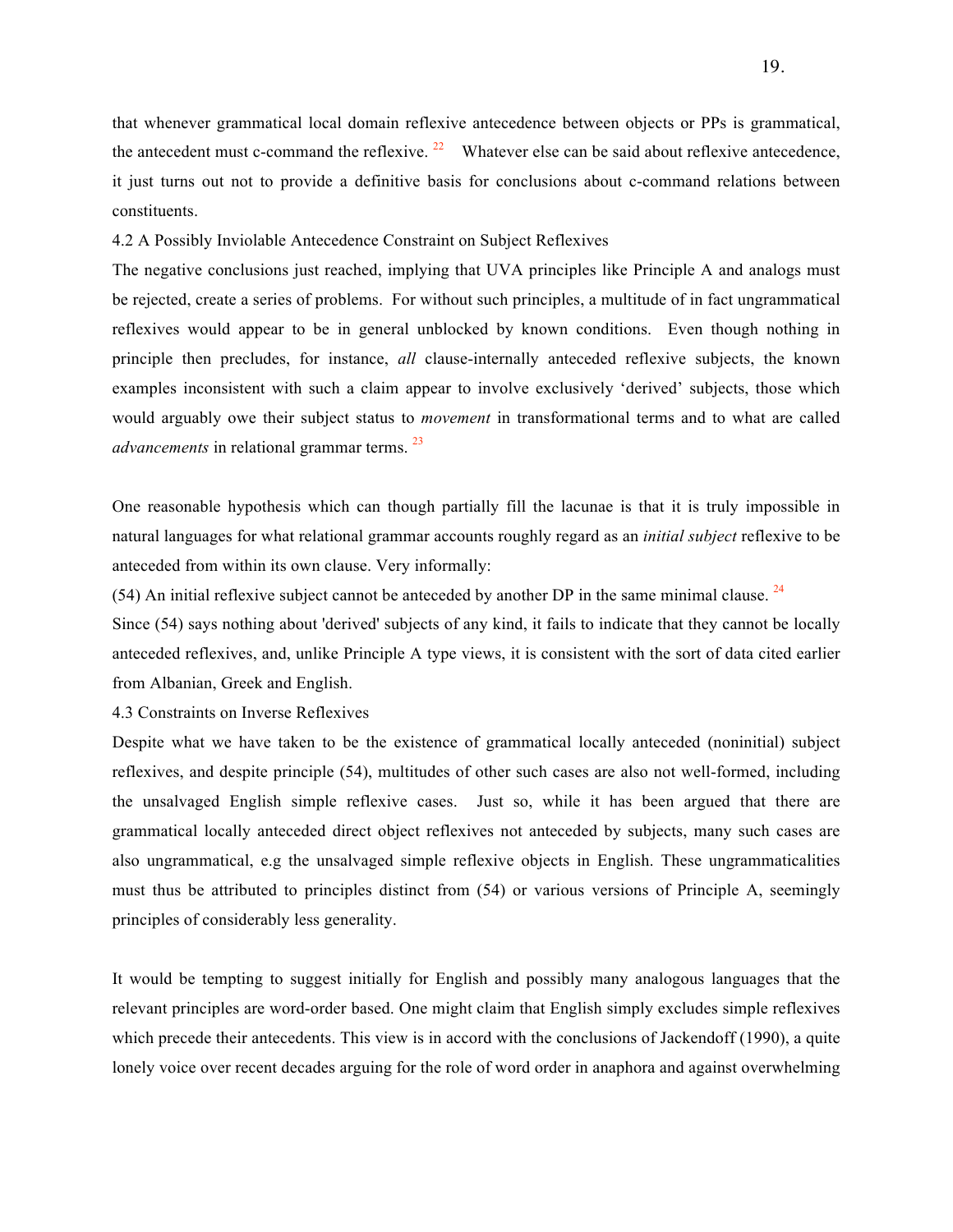that whenever grammatical local domain reflexive antecedence between objects or PPs is grammatical, the antecedent must c-command the reflexive. [22] Whatever else can be said about reflexive antecedence, it just turns out not to provide a definitive basis for conclusions about c-command relations between constituents.

### 4.2 A Possibly Inviolable Antecedence Constraint on Subject Reflexives

The negative conclusions just reached, implying that UVA principles like Principle A and analogs must be rejected, create a series of problems. For without such principles, a multitude of in fact ungrammatical reflexives would appear to be in general unblocked by known conditions. Even though nothing in principle then precludes, for instance, *all* clause-internally anteceded reflexive subjects, the known examples inconsistent with such a claim appear to involve exclusively 'derived' subjects, those which would arguably owe their subject status to *movement* in transformational terms and to what are called *advancements* in relational grammar terms. [23]

One reasonable hypothesis which can though partially fill the lacunae is that it is truly impossible in natural languages for what relational grammar accounts roughly regard as an *initial subject* reflexive to be anteceded from within its own clause. Very informally:

(54) An initial reflexive subject cannot be anteceded by another DP in the same minimal clause. [24]

Since (54) says nothing about 'derived' subjects of any kind, it fails to indicate that they cannot be locally anteceded reflexives, and, unlike Principle A type views, it is consistent with the sort of data cited earlier from Albanian, Greek and English.

### 4.3 Constraints on Inverse Reflexives

Despite what we have taken to be the existence of grammatical locally anteceded (noninitial) subject reflexives, and despite principle (54), multitudes of other such cases are also not well-formed, including the unsalvaged English simple reflexive cases. Just so, while it has been argued that there are grammatical locally anteceded direct object reflexives not anteceded by subjects, many such cases are also ungrammatical, e.g the unsalvaged simple reflexive objects in English. These ungrammaticalities must thus be attributed to principles distinct from (54) or various versions of Principle A, seemingly principles of considerably less generality.

It would be tempting to suggest initially for English and possibly many analogous languages that the relevant principles are word-order based. One might claim that English simply excludes simple reflexives which precede their antecedents. This view is in accord with the conclusions of Jackendoff (1990), a quite lonely voice over recent decades arguing for the role of word order in anaphora and against overwhelming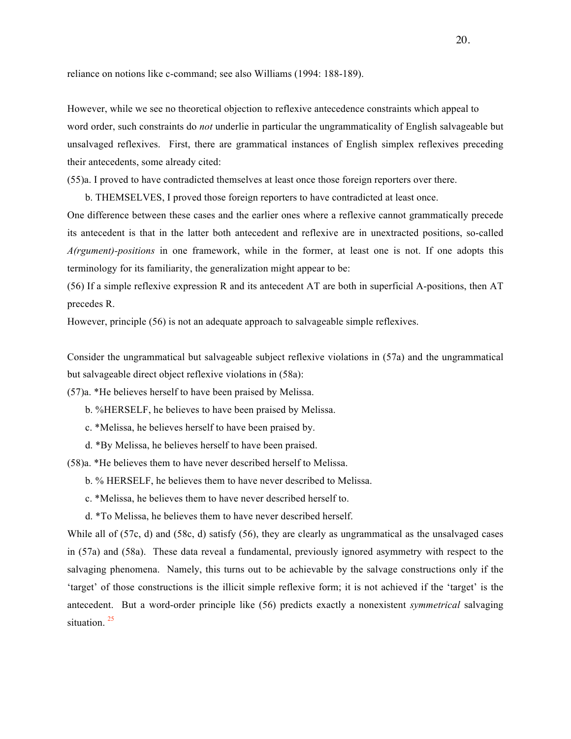reliance on notions like c-command; see also Williams (1994: 188-189).

However, while we see no theoretical objection to reflexive antecedence constraints which appeal to word order, such constraints do *not* underlie in particular the ungrammaticality of English salvageable but unsalvaged reflexives. First, there are grammatical instances of English simplex reflexives preceding their antecedents, some already cited:

(55)a. I proved to have contradicted themselves at least once those foreign reporters over there.

b. THEMSELVES, I proved those foreign reporters to have contradicted at least once.

One difference between these cases and the earlier ones where a reflexive cannot grammatically precede its antecedent is that in the latter both antecedent and reflexive are in unextracted positions, so-called *A(rgument)-positions* in one framework, while in the former, at least one is not. If one adopts this terminology for its familiarity, the generalization might appear to be:

(56) If a simple reflexive expression R and its antecedent AT are both in superficial A-positions, then AT precedes R.

However, principle (56) is not an adequate approach to salvageable simple reflexives.

Consider the ungrammatical but salvageable subject reflexive violations in (57a) and the ungrammatical but salvageable direct object reflexive violations in (58a):

(57)a. *He believes herself to have been praised by Melissa.

b. %HERSELF, he believes to have been praised by Melissa.

c. *Melissa, he believes herself to have been praised by.

d. *By Melissa, he believes herself to have been praised.

(58)a. *He believes them to have never described herself to Melissa.

b. % HERSELF, he believes them to have never described to Melissa.

c. *Melissa, he believes them to have never described herself to.

d. *To Melissa, he believes them to have never described herself.

While all of (57c, d) and (58c, d) satisfy (56), they are clearly as ungrammatical as the unsalvaged cases in (57a) and (58a). These data reveal a fundamental, previously ignored asymmetry with respect to the salvaging phenomena. Namely, this turns out to be achievable by the salvage constructions only if the 'target' of those constructions is the illicit simple reflexive form; it is not achieved if the 'target' is the antecedent. But a word-order principle like (56) predicts exactly a nonexistent *symmetrical* salvaging situation. [25]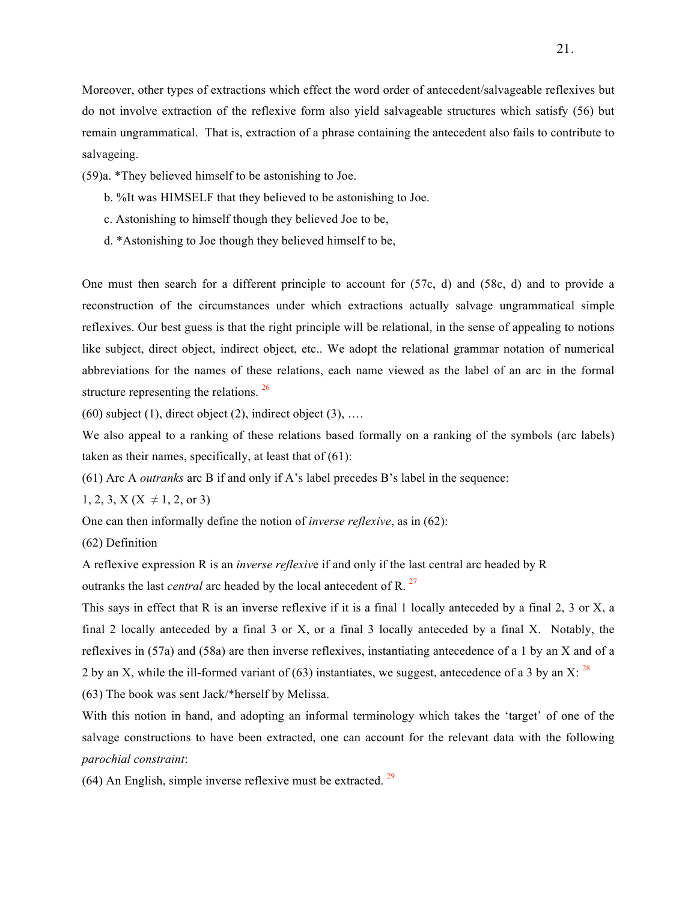Moreover, other types of extractions which effect the word order of antecedent/salvageable reflexives but do not involve extraction of the reflexive form also yield salvageable structures which satisfy (56) but remain ungrammatical. That is, extraction of a phrase containing the antecedent also fails to contribute to salvageing.

(59)a. *They believed himself to be astonishing to Joe.

b. %It was HIMSELF that they believed to be astonishing to Joe.

c. Astonishing to himself though they believed Joe to be,

d. *Astonishing to Joe though they believed himself to be,

One must then search for a different principle to account for (57c, d) and (58c, d) and to provide a reconstruction of the circumstances under which extractions actually salvage ungrammatical simple reflexives. Our best guess is that the right principle will be relational, in the sense of appealing to notions like subject, direct object, indirect object, etc.. We adopt the relational grammar notation of numerical abbreviations for the names of these relations, each name viewed as the label of an arc in the formal structure representing the relations. [26]

(60) subject (1), direct object (2), indirect object (3), ….

We also appeal to a ranking of these relations based formally on a ranking of the symbols (arc labels) taken as their names, specifically, at least that of (61):

(61) Arc A *outranks* arc B if and only if A's label precedes B's label in the sequence:

1, 2, 3, X (X $\neq$ 1, 2, or 3)

One can then informally define the notion of *inverse reflexive*, as in (62):

(62) Definition

A reflexive expression R is an *inverse reflexive* if and only if the last central arc headed by R outranks the last *central* arc headed by the local antecedent of R. [27]

This says in effect that R is an inverse reflexive if it is a final 1 locally anteceded by a final 2, 3 or X, a final 2 locally anteceded by a final 3 or X, or a final 3 locally anteceded by a final X. Notably, the reflexives in (57a) and (58a) are then inverse reflexives, instantiating antecedence of a 1 by an X and of a 2 by an X, while the ill-formed variant of (63) instantiates, we suggest, antecedence of a 3 by an X: [28]

(63) The book was sent Jack/*herself by Melissa.

With this notion in hand, and adopting an informal terminology which takes the 'target' of one of the salvage constructions to have been extracted, one can account for the relevant data with the following *parochial constraint*:

(64) An English, simple inverse reflexive must be extracted. [29]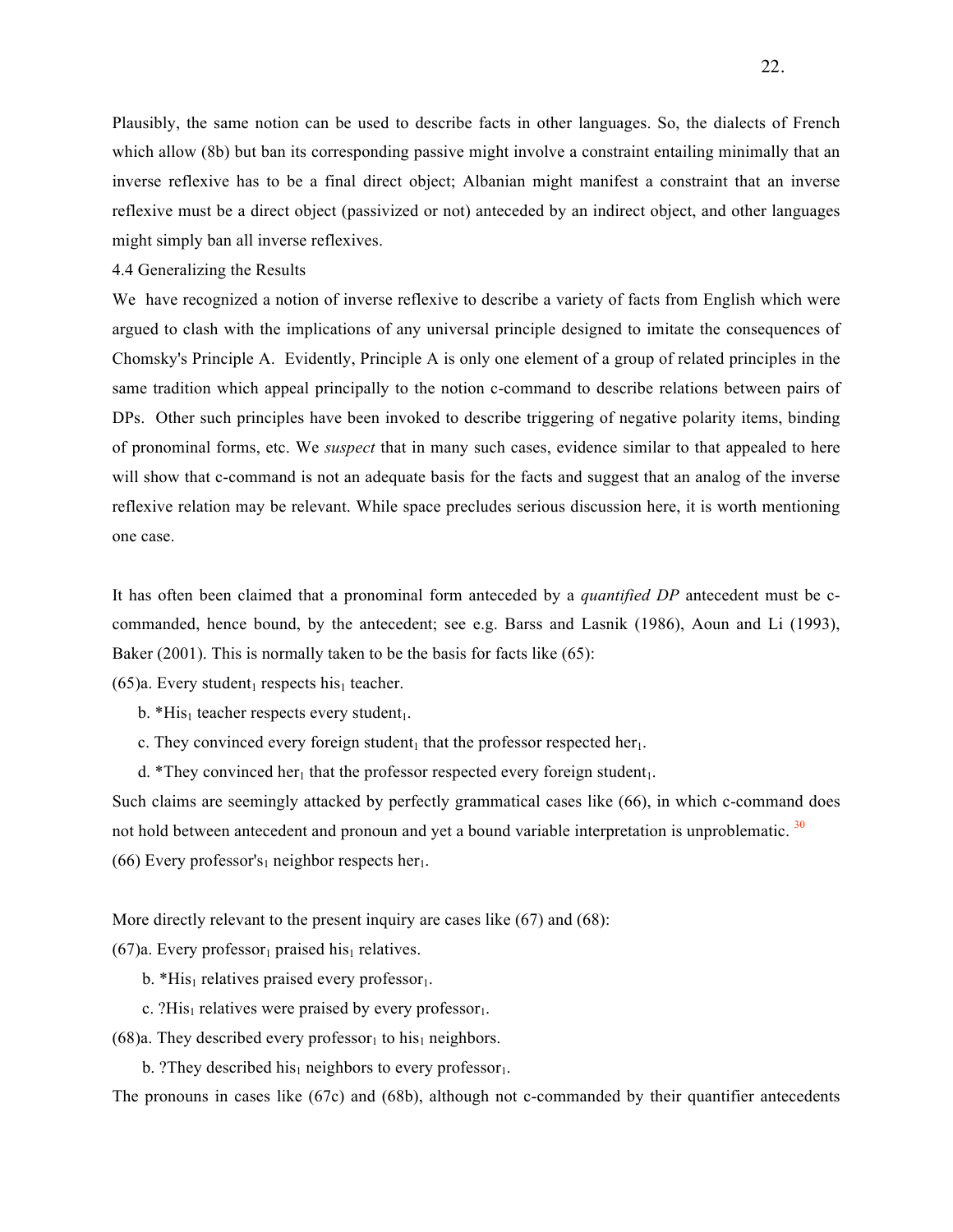Plausibly, the same notion can be used to describe facts in other languages. So, the dialects of French which allow (8b) but ban its corresponding passive might involve a constraint entailing minimally that an inverse reflexive has to be a final direct object; Albanian might manifest a constraint that an inverse reflexive must be a direct object (passivized or not) anteceded by an indirect object, and other languages might simply ban all inverse reflexives.

### 4.4 Generalizing the Results

We have recognized a notion of inverse reflexive to describe a variety of facts from English which were argued to clash with the implications of any universal principle designed to imitate the consequences of Chomsky's Principle A. Evidently, Principle A is only one element of a group of related principles in the same tradition which appeal principally to the notion c-command to describe relations between pairs of DPs. Other such principles have been invoked to describe triggering of negative polarity items, binding of pronominal forms, etc. We *suspect* that in many such cases, evidence similar to that appealed to here will show that c-command is not an adequate basis for the facts and suggest that an analog of the inverse reflexive relation may be relevant. While space precludes serious discussion here, it is worth mentioning one case.

It has often been claimed that a pronominal form anteceded by a *quantified DP* antecedent must be c-commanded, hence bound, by the antecedent; see e.g. Barss and Lasnik (1986), Aoun and Li (1993), Baker (2001). This is normally taken to be the basis for facts like (65):

(65)a. Every student$_1$ respects his$_1$ teacher.

b. *His$_1$ teacher respects every student$_1$.

c. They convinced every foreign student$_1$ that the professor respected her$_1$.

d. *They convinced her$_1$ that the professor respected every foreign student$_1$.

Such claims are seemingly attacked by perfectly grammatical cases like (66), in which c-command does not hold between antecedent and pronoun and yet a bound variable interpretation is unproblematic. [30]

(66) Every professor's$_1$ neighbor respects her$_1$.

More directly relevant to the present inquiry are cases like (67) and (68):

(67)a. Every professor$_1$ praised his$_1$ relatives.

b. *His$_1$ relatives praised every professor$_1$.

c. ?His$_1$ relatives were praised by every professor$_1$.

(68)a. They described every professor$_1$ to his$_1$ neighbors.

b. ?They described his$_1$ neighbors to every professor$_1$.

The pronouns in cases like (67c) and (68b), although not c-commanded by their quantifier antecedents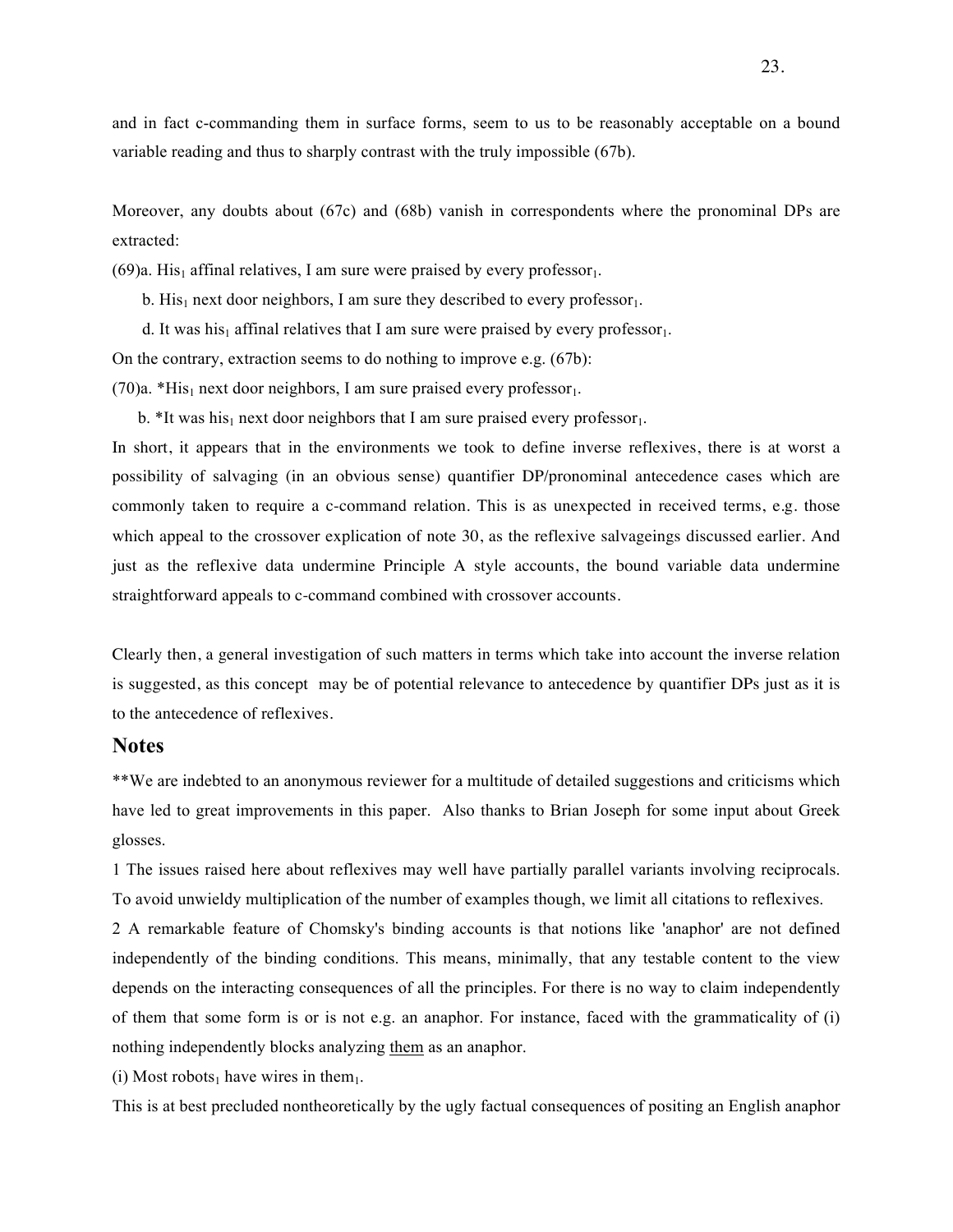and in fact c-commanding them in surface forms, seem to us to be reasonably acceptable on a bound variable reading and thus to sharply contrast with the truly impossible (67b).

Moreover, any doubts about (67c) and (68b) vanish in correspondents where the pronominal DPs are extracted:

(69)a. $\text{His}_1$ affinal relatives, I am sure were praised by every $\text{professor}_1$.

b. $\text{His}_1$ next door neighbors, I am sure they described to every $\text{professor}_1$.

d. It was $\text{his}_1$ affinal relatives that I am sure were praised by every $\text{professor}_1$.

On the contrary, extraction seems to do nothing to improve e.g. (67b):

(70)a. *$\text{His}_1$ next door neighbors, I am sure praised every $\text{professor}_1$.

b. *It was $\text{his}_1$ next door neighbors that I am sure praised every $\text{professor}_1$.

In short, it appears that in the environments we took to define inverse reflexives, there is at worst a possibility of salvaging (in an obvious sense) quantifier DP/pronominal antecedence cases which are commonly taken to require a c-command relation. This is as unexpected in received terms, e.g. those which appeal to the crossover explication of note 30, as the reflexive salvageings discussed earlier. And just as the reflexive data undermine Principle A style accounts, the bound variable data undermine straightforward appeals to c-command combined with crossover accounts.

Clearly then, a general investigation of such matters in terms which take into account the inverse relation is suggested, as this concept may be of potential relevance to antecedence by quantifier DPs just as it is to the antecedence of reflexives.

## Notes

**We are indebted to an anonymous reviewer for a multitude of detailed suggestions and criticisms which have led to great improvements in this paper. Also thanks to Brian Joseph for some input about Greek glosses.

1 The issues raised here about reflexives may well have partially parallel variants involving reciprocals. To avoid unwieldy multiplication of the number of examples though, we limit all citations to reflexives.

2 A remarkable feature of Chomsky's binding accounts is that notions like 'anaphor' are not defined independently of the binding conditions. This means, minimally, that any testable content to the view depends on the interacting consequences of all the principles. For there is no way to claim independently of them that some form is or is not e.g. an anaphor. For instance, faced with the grammaticality of (i) nothing independently blocks analyzing <u>them</u> as an anaphor.

(i) Most $\text{robots}_1$ have wires in $\text{them}_1$.

This is at best precluded nontheoretically by the ugly factual consequences of positing an English anaphor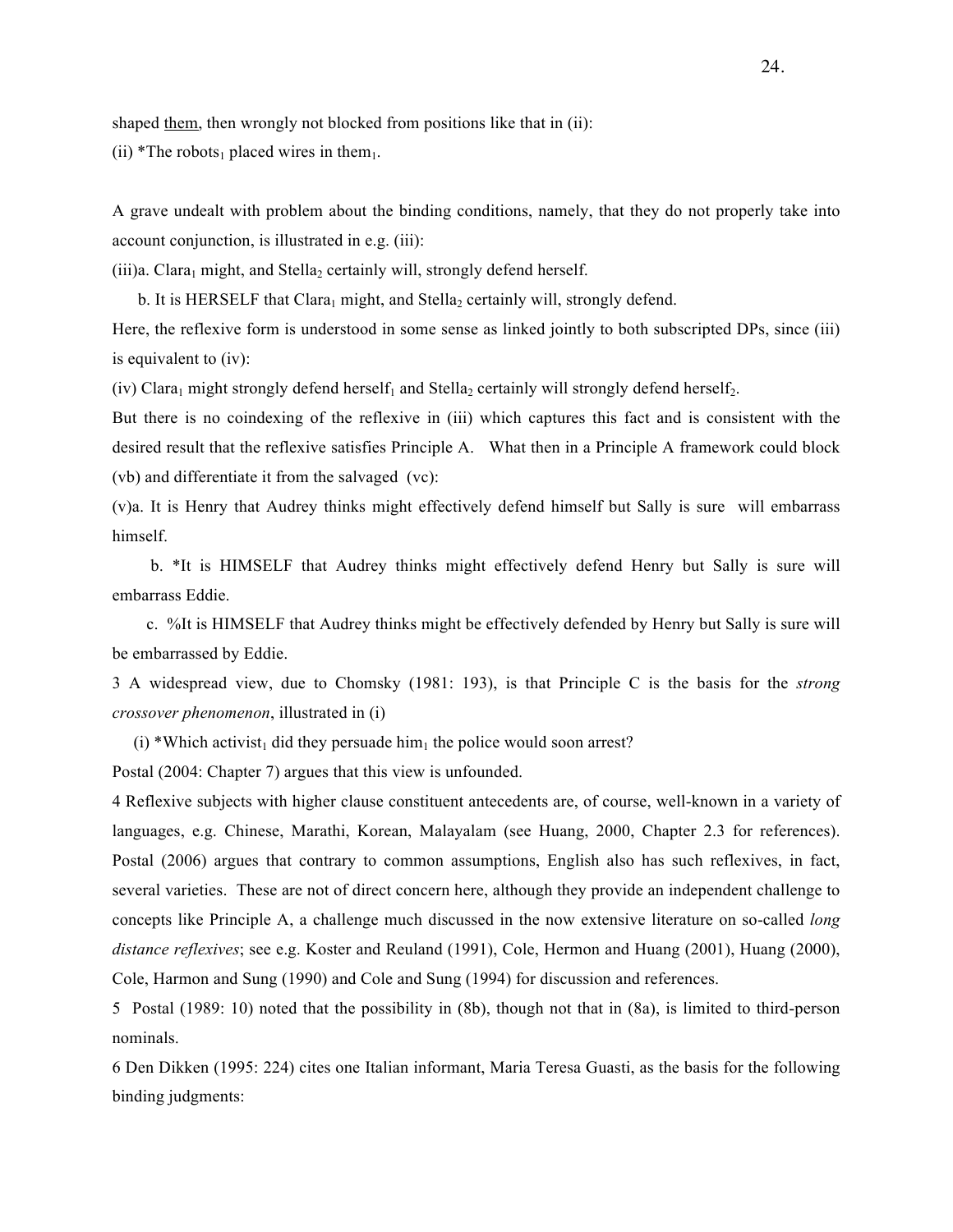shaped <u>them</u>, then wrongly not blocked from positions like that in (ii):

(ii) *The robots$_1$ placed wires in them$_1$.

A grave undealt with problem about the binding conditions, namely, that they do not properly take into account conjunction, is illustrated in e.g. (iii):

(iii)a. Clara$_1$ might, and Stella$_2$ certainly will, strongly defend herself.

b. It is HERSELF that Clara$_1$ might, and Stella$_2$ certainly will, strongly defend.

Here, the reflexive form is understood in some sense as linked jointly to both subscripted DPs, since (iii) is equivalent to (iv):

(iv) Clara$_1$ might strongly defend herself$_1$ and Stella$_2$ certainly will strongly defend herself$_2$.

But there is no coindexing of the reflexive in (iii) which captures this fact and is consistent with the desired result that the reflexive satisfies Principle A. What then in a Principle A framework could block (vb) and differentiate it from the salvaged (vc):

(v)a. It is Henry that Audrey thinks might effectively defend himself but Sally is sure will embarrass himself.

b. *It is HIMSELF that Audrey thinks might effectively defend Henry but Sally is sure will embarrass Eddie.

c. %It is HIMSELF that Audrey thinks might be effectively defended by Henry but Sally is sure will be embarrassed by Eddie.

3 A widespread view, due to Chomsky (1981: 193), is that Principle C is the basis for the *strong crossover phenomenon*, illustrated in (i)

(i) *Which activist$_1$ did they persuade him$_1$ the police would soon arrest?

Postal (2004: Chapter 7) argues that this view is unfounded.

4 Reflexive subjects with higher clause constituent antecedents are, of course, well-known in a variety of languages, e.g. Chinese, Marathi, Korean, Malayalam (see Huang, 2000, Chapter 2.3 for references). Postal (2006) argues that contrary to common assumptions, English also has such reflexives, in fact, several varieties. These are not of direct concern here, although they provide an independent challenge to concepts like Principle A, a challenge much discussed in the now extensive literature on so-called *long distance reflexives*; see e.g. Koster and Reuland (1991), Cole, Hermon and Huang (2001), Huang (2000), Cole, Harmon and Sung (1990) and Cole and Sung (1994) for discussion and references.

5 Postal (1989: 10) noted that the possibility in (8b), though not that in (8a), is limited to third-person nominals.

6 Den Dikken (1995: 224) cites one Italian informant, Maria Teresa Guasti, as the basis for the following binding judgments: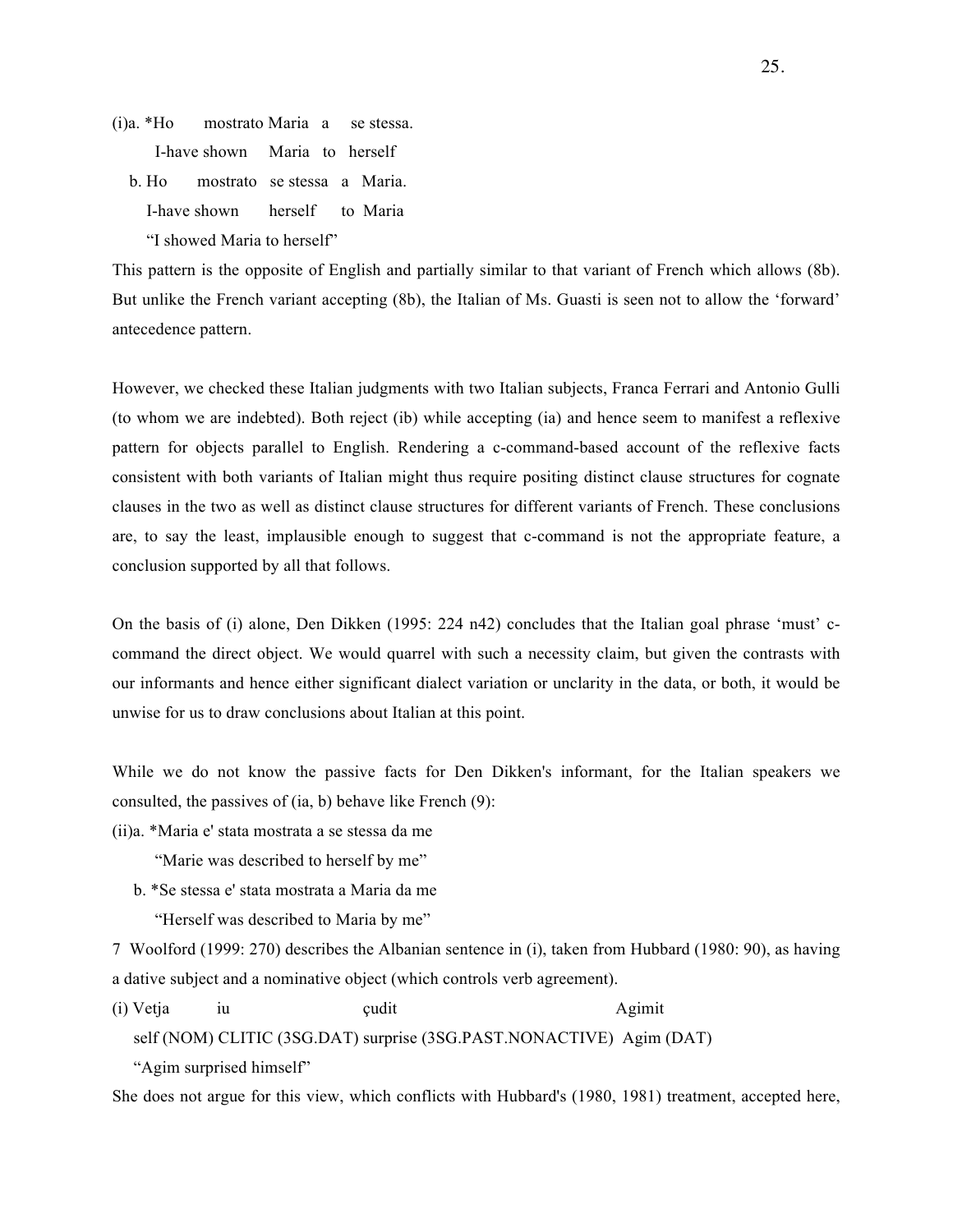(i)a. *Ho mostrato Maria a se stessa.

I-have shown Maria to herself

b. Ho mostrato se stessa a Maria.

I-have shown herself to Maria

"I showed Maria to herself"

This pattern is the opposite of English and partially similar to that variant of French which allows (8b). But unlike the French variant accepting (8b), the Italian of Ms. Guasti is seen not to allow the 'forward' antecedence pattern.

However, we checked these Italian judgments with two Italian subjects, Franca Ferrari and Antonio Gulli (to whom we are indebted). Both reject (ib) while accepting (ia) and hence seem to manifest a reflexive pattern for objects parallel to English. Rendering a c-command-based account of the reflexive facts consistent with both variants of Italian might thus require positing distinct clause structures for cognate clauses in the two as well as distinct clause structures for different variants of French. These conclusions are, to say the least, implausible enough to suggest that c-command is not the appropriate feature, a conclusion supported by all that follows.

On the basis of (i) alone, Den Dikken (1995: 224 n42) concludes that the Italian goal phrase 'must' c-command the direct object. We would quarrel with such a necessity claim, but given the contrasts with our informants and hence either significant dialect variation or unclarity in the data, or both, it would be unwise for us to draw conclusions about Italian at this point.

While we do not know the passive facts for Den Dikken's informant, for the Italian speakers we consulted, the passives of (ia, b) behave like French (9):

(ii)a. *Maria e' stata mostrata a se stessa da me

"Marie was described to herself by me"

b. *Se stessa e' stata mostrata a Maria da me

"Herself was described to Maria by me"

7 Woolford (1999: 270) describes the Albanian sentence in (i), taken from Hubbard (1980: 90), as having a dative subject and a nominative object (which controls verb agreement).

(i) Vetja iu çudit Agimit

self (NOM) CLITIC (3SG.DAT) surprise (3SG.PAST.NONACTIVE) Agim (DAT)

"Agim surprised himself"

She does not argue for this view, which conflicts with Hubbard's (1980, 1981) treatment, accepted here,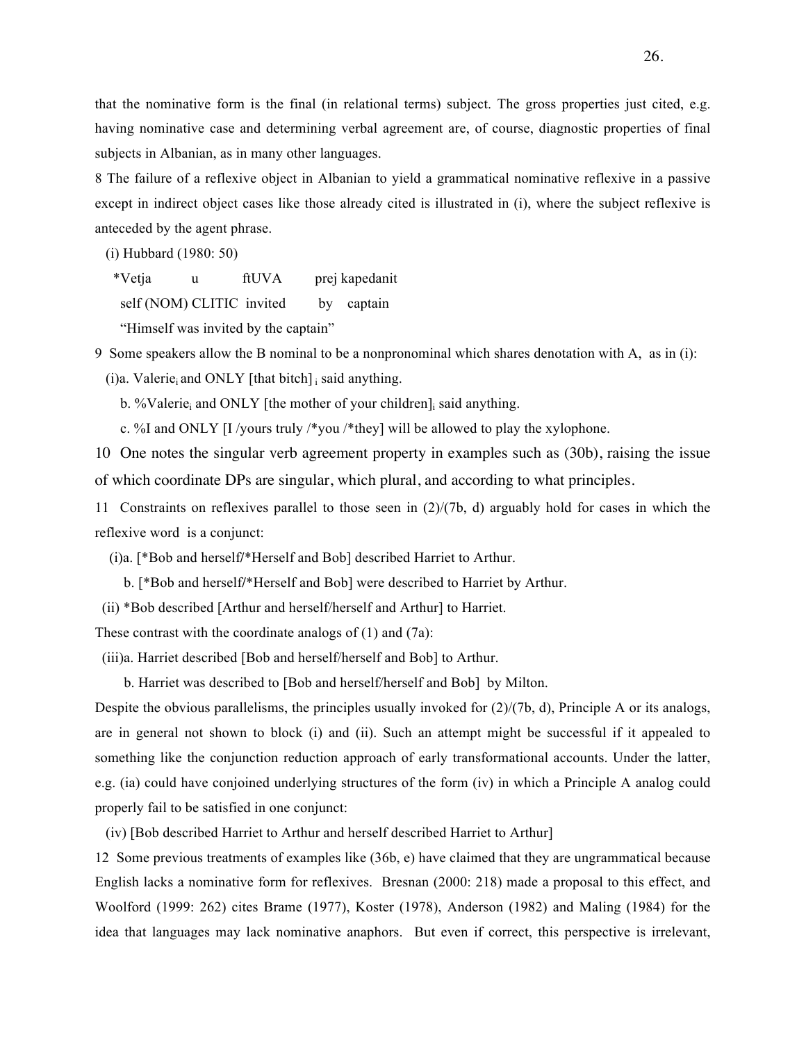that the nominative form is the final (in relational terms) subject. The gross properties just cited, e.g. having nominative case and determining verbal agreement are, of course, diagnostic properties of final subjects in Albanian, as in many other languages.

8 The failure of a reflexive object in Albanian to yield a grammatical nominative reflexive in a passive except in indirect object cases like those already cited is illustrated in (i), where the subject reflexive is anteceded by the agent phrase.

(i) Hubbard (1980: 50)

*Vetja u ftUVA prej kapedanit
self (NOM) CLITIC invited by captain
"Himself was invited by the captain"

9 Some speakers allow the B nominal to be a nonpronominal which shares denotation with A, as in (i):

(i)a. Valerie$_i$ and ONLY [that bitch]$_i$ said anything.

b. %Valerie$_i$ and ONLY [the mother of your children]$_i$ said anything.

c. %I and ONLY [I /yours truly /*you /*they] will be allowed to play the xylophone.

10 One notes the singular verb agreement property in examples such as (30b), raising the issue of which coordinate DPs are singular, which plural, and according to what principles.

11 Constraints on reflexives parallel to those seen in (2)/(7b, d) arguably hold for cases in which the reflexive word is a conjunct:

(i)a. [*Bob and herself/*Herself and Bob] described Harriet to Arthur.

b. [*Bob and herself/*Herself and Bob] were described to Harriet by Arthur.

(ii) *Bob described [Arthur and herself/herself and Arthur] to Harriet.

These contrast with the coordinate analogs of (1) and (7a):

(iii)a. Harriet described [Bob and herself/herself and Bob] to Arthur.

b. Harriet was described to [Bob and herself/herself and Bob] by Milton.

Despite the obvious parallelisms, the principles usually invoked for (2)/(7b, d), Principle A or its analogs, are in general not shown to block (i) and (ii). Such an attempt might be successful if it appealed to something like the conjunction reduction approach of early transformational accounts. Under the latter, e.g. (ia) could have conjoined underlying structures of the form (iv) in which a Principle A analog could properly fail to be satisfied in one conjunct:

(iv) [Bob described Harriet to Arthur and herself described Harriet to Arthur]

12 Some previous treatments of examples like (36b, e) have claimed that they are ungrammatical because English lacks a nominative form for reflexives. Bresnan (2000: 218) made a proposal to this effect, and Woolford (1999: 262) cites Brame (1977), Koster (1978), Anderson (1982) and Maling (1984) for the idea that languages may lack nominative anaphors. But even if correct, this perspective is irrelevant,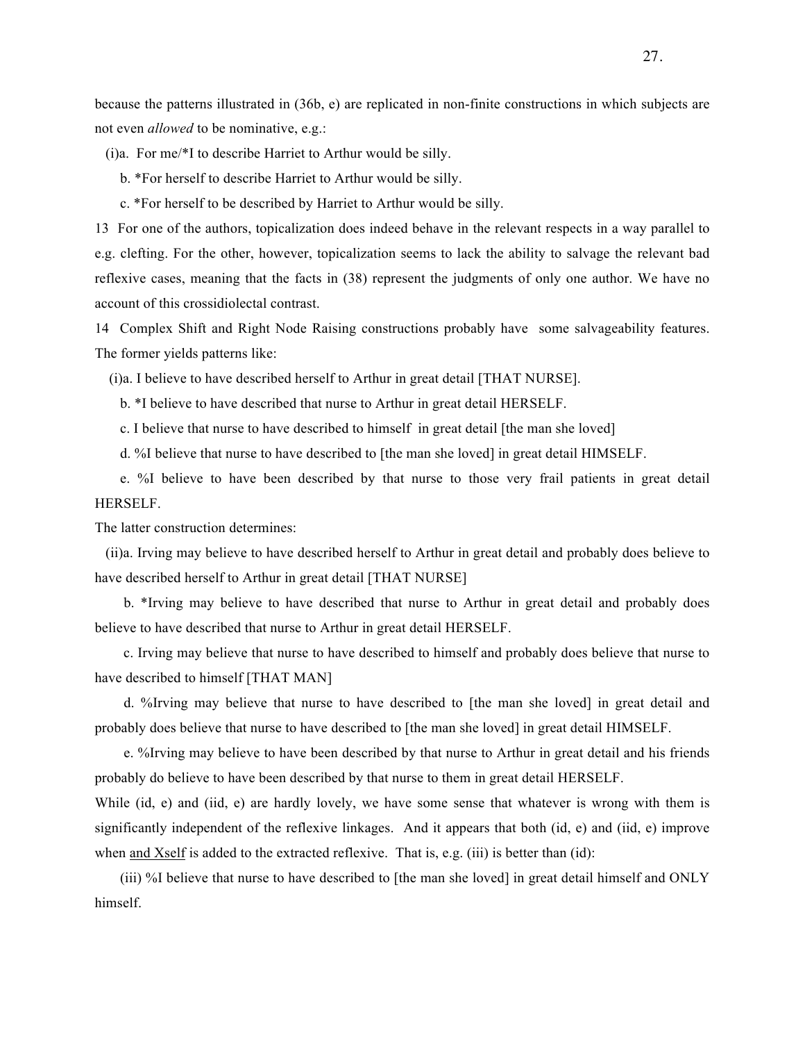because the patterns illustrated in (36b, e) are replicated in non-finite constructions in which subjects are not even *allowed* to be nominative, e.g.:

(i)a. For me/*I to describe Harriet to Arthur would be silly.

b. *For herself to describe Harriet to Arthur would be silly.

c. *For herself to be described by Harriet to Arthur would be silly.

13 For one of the authors, topicalization does indeed behave in the relevant respects in a way parallel to e.g. clefting. For the other, however, topicalization seems to lack the ability to salvage the relevant bad reflexive cases, meaning that the facts in (38) represent the judgments of only one author. We have no account of this crossidiolectal contrast.

14 Complex Shift and Right Node Raising constructions probably have some salvageability features. The former yields patterns like:

(i)a. I believe to have described herself to Arthur in great detail [THAT NURSE].

b. *I believe to have described that nurse to Arthur in great detail HERSELF.

c. I believe that nurse to have described to himself in great detail [the man she loved]

d. %I believe that nurse to have described to [the man she loved] in great detail HIMSELF.

e. %I believe to have been described by that nurse to those very frail patients in great detail HERSELF.

The latter construction determines:

(ii)a. Irving may believe to have described herself to Arthur in great detail and probably does believe to have described herself to Arthur in great detail [THAT NURSE]

b. *Irving may believe to have described that nurse to Arthur in great detail and probably does believe to have described that nurse to Arthur in great detail HERSELF.

c. Irving may believe that nurse to have described to himself and probably does believe that nurse to have described to himself [THAT MAN]

d. %Irving may believe that nurse to have described to [the man she loved] in great detail and probably does believe that nurse to have described to [the man she loved] in great detail HIMSELF.

e. %Irving may believe to have been described by that nurse to Arthur in great detail and his friends probably do believe to have been described by that nurse to them in great detail HERSELF.

While (id, e) and (iid, e) are hardly lovely, we have some sense that whatever is wrong with them is significantly independent of the reflexive linkages. And it appears that both (id, e) and (iid, e) improve when <u>and Xself</u> is added to the extracted reflexive. That is, e.g. (iii) is better than (id):

(iii) %I believe that nurse to have described to [the man she loved] in great detail himself and ONLY himself.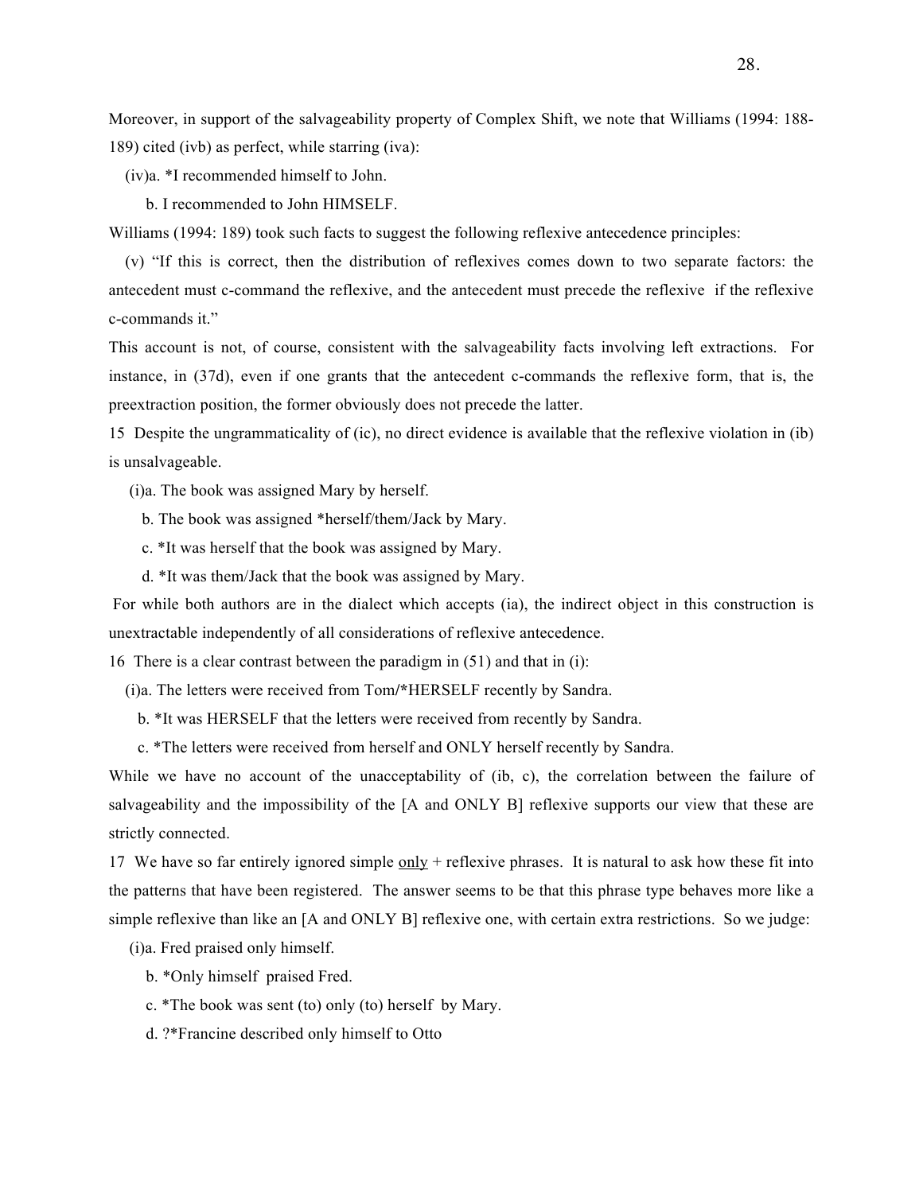Moreover, in support of the salvageability property of Complex Shift, we note that Williams (1994: 188-189) cited (ivb) as perfect, while starring (iva):

(iv)a. *I recommended himself to John.

b. I recommended to John HIMSELF.

Williams (1994: 189) took such facts to suggest the following reflexive antecedence principles:

(v) "If this is correct, then the distribution of reflexives comes down to two separate factors: the antecedent must c-command the reflexive, and the antecedent must precede the reflexive if the reflexive c-commands it."

This account is not, of course, consistent with the salvageability facts involving left extractions. For instance, in (37d), even if one grants that the antecedent c-commands the reflexive form, that is, the preextraction position, the former obviously does not precede the latter.

15 Despite the ungrammaticality of (ic), no direct evidence is available that the reflexive violation in (ib) is unsalvageable.

(i)a. The book was assigned Mary by herself.

b. The book was assigned *herself/them/Jack by Mary.

c. *It was herself that the book was assigned by Mary.

d. *It was them/Jack that the book was assigned by Mary.

For while both authors are in the dialect which accepts (ia), the indirect object in this construction is unextractable independently of all considerations of reflexive antecedence.

16 There is a clear contrast between the paradigm in (51) and that in (i):

(i)a. The letters were received from Tom/*HERSELF recently by Sandra.

b. *It was HERSELF that the letters were received from recently by Sandra.

c. *The letters were received from herself and ONLY herself recently by Sandra.

While we have no account of the unacceptability of (ib, c), the correlation between the failure of salvageability and the impossibility of the [A and ONLY B] reflexive supports our view that these are strictly connected.

17 We have so far entirely ignored simple <u>only</u> + reflexive phrases. It is natural to ask how these fit into the patterns that have been registered. The answer seems to be that this phrase type behaves more like a simple reflexive than like an [A and ONLY B] reflexive one, with certain extra restrictions. So we judge:

(i)a. Fred praised only himself.

b. *Only himself praised Fred.

c. *The book was sent (to) only (to) herself by Mary.

d. ?*Francine described only himself to Otto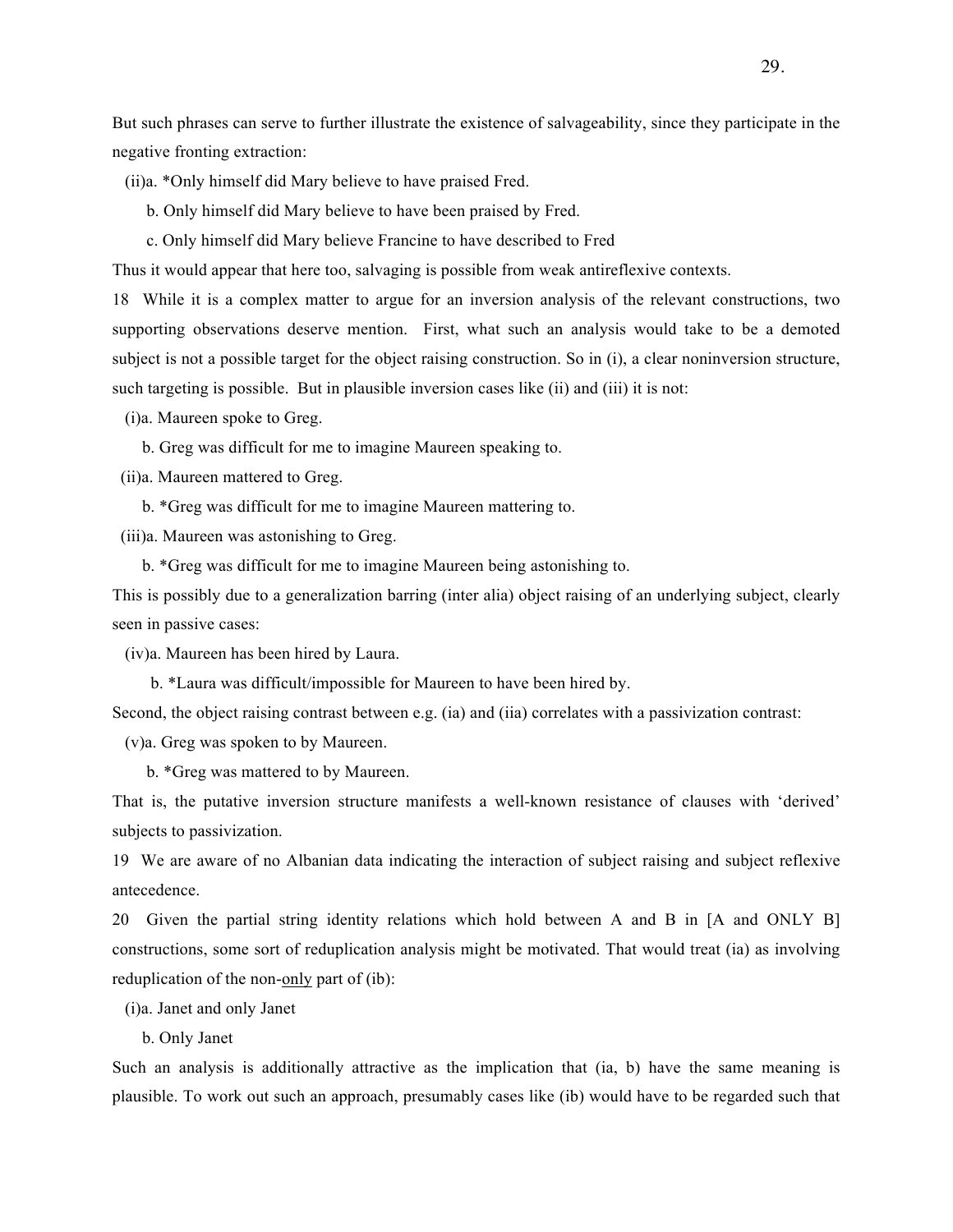But such phrases can serve to further illustrate the existence of salvageability, since they participate in the negative fronting extraction:

(ii)a. *Only himself did Mary believe to have praised Fred.

b. Only himself did Mary believe to have been praised by Fred.

c. Only himself did Mary believe Francine to have described to Fred

Thus it would appear that here too, salvaging is possible from weak antireflexive contexts.

18 While it is a complex matter to argue for an inversion analysis of the relevant constructions, two supporting observations deserve mention. First, what such an analysis would take to be a demoted subject is not a possible target for the object raising construction. So in (i), a clear noninversion structure, such targeting is possible. But in plausible inversion cases like (ii) and (iii) it is not:

(i)a. Maureen spoke to Greg.

b. Greg was difficult for me to imagine Maureen speaking to.

(ii)a. Maureen mattered to Greg.

b. *Greg was difficult for me to imagine Maureen mattering to.

(iii)a. Maureen was astonishing to Greg.

b. *Greg was difficult for me to imagine Maureen being astonishing to.

This is possibly due to a generalization barring (inter alia) object raising of an underlying subject, clearly seen in passive cases:

(iv)a. Maureen has been hired by Laura.

b. *Laura was difficult/impossible for Maureen to have been hired by.

Second, the object raising contrast between e.g. (ia) and (iia) correlates with a passivization contrast:

(v)a. Greg was spoken to by Maureen.

b. *Greg was mattered to by Maureen.

That is, the putative inversion structure manifests a well-known resistance of clauses with 'derived' subjects to passivization.

19 We are aware of no Albanian data indicating the interaction of subject raising and subject reflexive antecedence.

20 Given the partial string identity relations which hold between A and B in [A and ONLY B] constructions, some sort of reduplication analysis might be motivated. That would treat (ia) as involving reduplication of the non-<u>only</u> part of (ib):

(i)a. Janet and only Janet

b. Only Janet

Such an analysis is additionally attractive as the implication that (ia, b) have the same meaning is plausible. To work out such an approach, presumably cases like (ib) would have to be regarded such that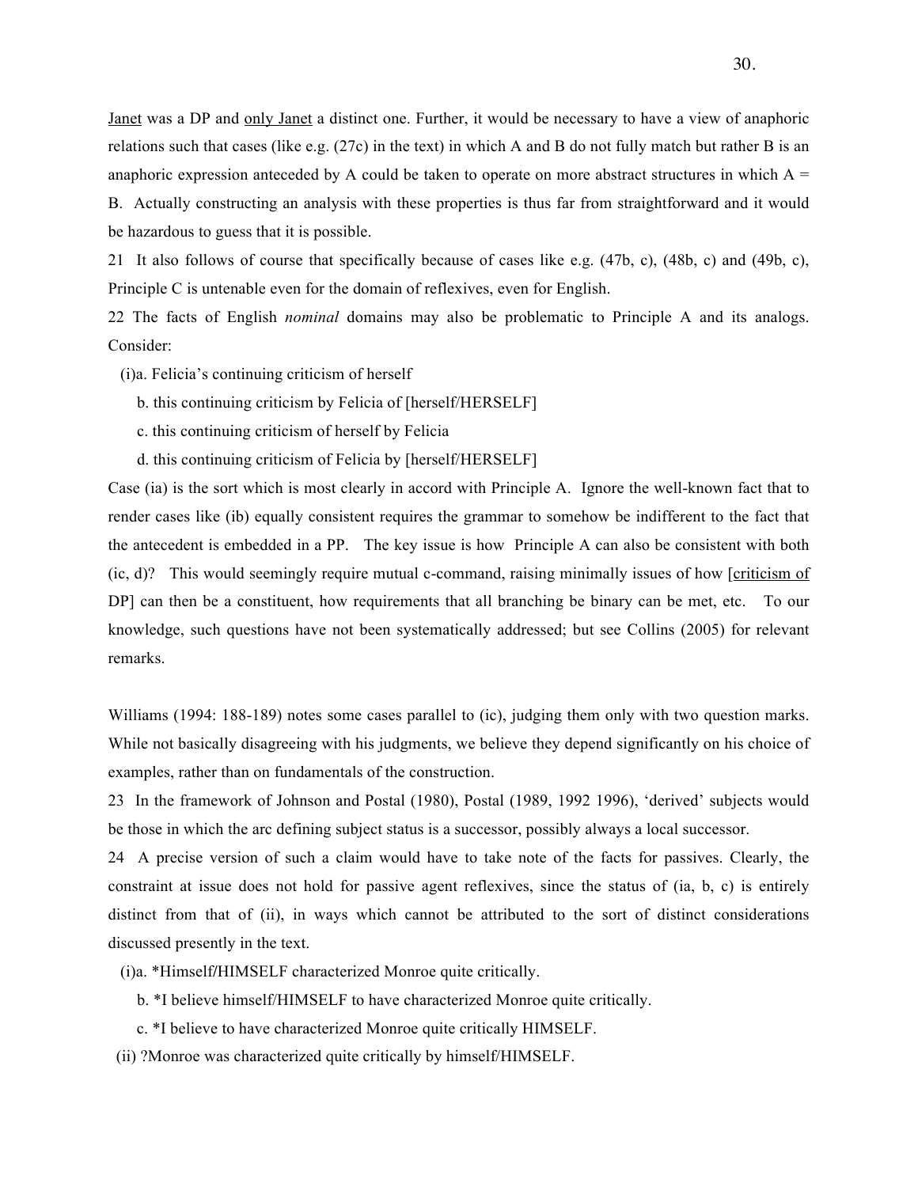Janet was a DP and only Janet a distinct one. Further, it would be necessary to have a view of anaphoric relations such that cases (like e.g. (27c) in the text) in which A and B do not fully match but rather B is an anaphoric expression anteceded by A could be taken to operate on more abstract structures in which A = B. Actually constructing an analysis with these properties is thus far from straightforward and it would be hazardous to guess that it is possible.

21 It also follows of course that specifically because of cases like e.g. (47b, c), (48b, c) and (49b, c), Principle C is untenable even for the domain of reflexives, even for English.

22 The facts of English *nominal* domains may also be problematic to Principle A and its analogs. Consider:

(i)a. Felicia's continuing criticism of herself

b. this continuing criticism by Felicia of [herself/HERSELF]

c. this continuing criticism of herself by Felicia

d. this continuing criticism of Felicia by [herself/HERSELF]

Case (ia) is the sort which is most clearly in accord with Principle A. Ignore the well-known fact that to render cases like (ib) equally consistent requires the grammar to somehow be indifferent to the fact that the antecedent is embedded in a PP. The key issue is how Principle A can also be consistent with both (ic, d)? This would seemingly require mutual c-command, raising minimally issues of how [criticism of DP] can then be a constituent, how requirements that all branching be binary can be met, etc. To our knowledge, such questions have not been systematically addressed; but see Collins (2005) for relevant remarks.

Williams (1994: 188-189) notes some cases parallel to (ic), judging them only with two question marks. While not basically disagreeing with his judgments, we believe they depend significantly on his choice of examples, rather than on fundamentals of the construction.

23 In the framework of Johnson and Postal (1980), Postal (1989, 1992 1996), 'derived' subjects would be those in which the arc defining subject status is a successor, possibly always a local successor.

24 A precise version of such a claim would have to take note of the facts for passives. Clearly, the constraint at issue does not hold for passive agent reflexives, since the status of (ia, b, c) is entirely distinct from that of (ii), in ways which cannot be attributed to the sort of distinct considerations discussed presently in the text.

(i)a. *Himself/HIMSELF characterized Monroe quite critically.

b. *I believe himself/HIMSELF to have characterized Monroe quite critically.

c. *I believe to have characterized Monroe quite critically HIMSELF.

(ii) ?Monroe was characterized quite critically by himself/HIMSELF.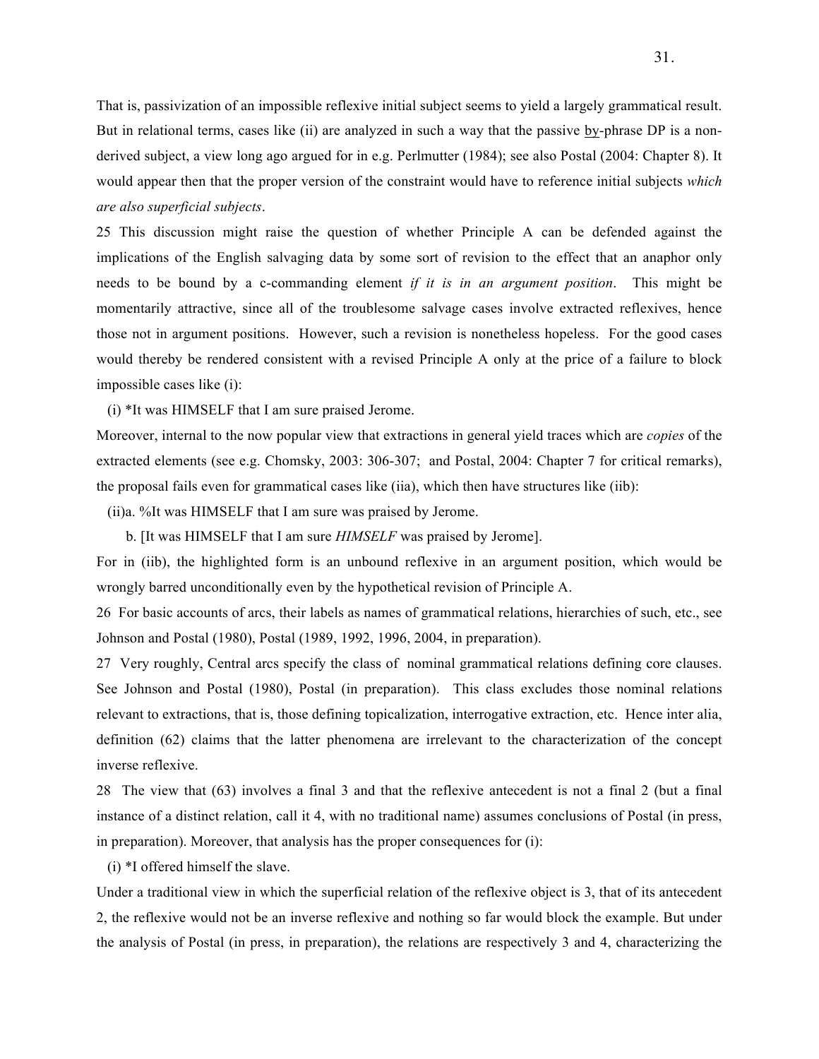That is, passivization of an impossible reflexive initial subject seems to yield a largely grammatical result. But in relational terms, cases like (ii) are analyzed in such a way that the passive by-phrase DP is a non-derived subject, a view long ago argued for in e.g. Perlmutter (1984); see also Postal (2004: Chapter 8). It would appear then that the proper version of the constraint would have to reference initial subjects *which are also superficial subjects*.

25 This discussion might raise the question of whether Principle A can be defended against the implications of the English salvaging data by some sort of revision to the effect that an anaphor only needs to be bound by a c-commanding element *if it is in an argument position*. This might be momentarily attractive, since all of the troublesome salvage cases involve extracted reflexives, hence those not in argument positions. However, such a revision is nonetheless hopeless. For the good cases would thereby be rendered consistent with a revised Principle A only at the price of a failure to block impossible cases like (i):

(i) *It was HIMSELF that I am sure praised Jerome.

Moreover, internal to the now popular view that extractions in general yield traces which are *copies* of the extracted elements (see e.g. Chomsky, 2003: 306-307; and Postal, 2004: Chapter 7 for critical remarks), the proposal fails even for grammatical cases like (iia), which then have structures like (iib):

(ii)a. %It was HIMSELF that I am sure was praised by Jerome.

b. [It was HIMSELF that I am sure *HIMSELF* was praised by Jerome].

For in (iib), the highlighted form is an unbound reflexive in an argument position, which would be wrongly barred unconditionally even by the hypothetical revision of Principle A.

26 For basic accounts of arcs, their labels as names of grammatical relations, hierarchies of such, etc., see Johnson and Postal (1980), Postal (1989, 1992, 1996, 2004, in preparation).

27 Very roughly, Central arcs specify the class of nominal grammatical relations defining core clauses. See Johnson and Postal (1980), Postal (in preparation). This class excludes those nominal relations relevant to extractions, that is, those defining topicalization, interrogative extraction, etc. Hence inter alia, definition (62) claims that the latter phenomena are irrelevant to the characterization of the concept inverse reflexive.

28 The view that (63) involves a final 3 and that the reflexive antecedent is not a final 2 (but a final instance of a distinct relation, call it 4, with no traditional name) assumes conclusions of Postal (in press, in preparation). Moreover, that analysis has the proper consequences for (i):

(i) *I offered himself the slave.

Under a traditional view in which the superficial relation of the reflexive object is 3, that of its antecedent 2, the reflexive would not be an inverse reflexive and nothing so far would block the example. But under the analysis of Postal (in press, in preparation), the relations are respectively 3 and 4, characterizing the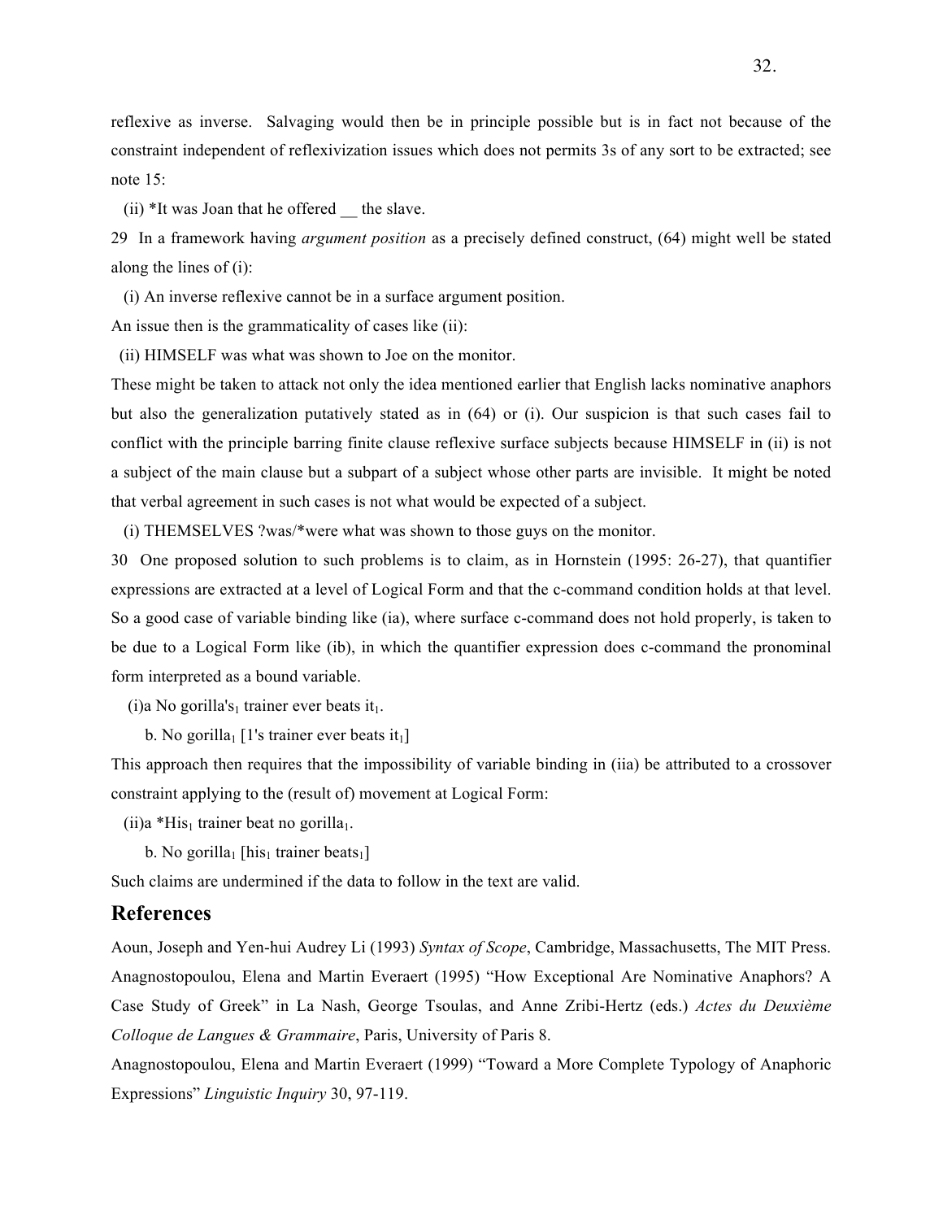reflexive as inverse. Salvaging would then be in principle possible but is in fact not because of the constraint independent of reflexivization issues which does not permits 3s of any sort to be extracted; see note 15:

(ii) *It was Joan that he offered __ the slave.

29 In a framework having *argument position* as a precisely defined construct, (64) might well be stated along the lines of (i):

(i) An inverse reflexive cannot be in a surface argument position.

An issue then is the grammaticality of cases like (ii):

(ii) HIMSELF was what was shown to Joe on the monitor.

These might be taken to attack not only the idea mentioned earlier that English lacks nominative anaphors but also the generalization putatively stated as in (64) or (i). Our suspicion is that such cases fail to conflict with the principle barring finite clause reflexive surface subjects because HIMSELF in (ii) is not a subject of the main clause but a subpart of a subject whose other parts are invisible. It might be noted that verbal agreement in such cases is not what would be expected of a subject.

(i) THEMSELVES ?was/*were what was shown to those guys on the monitor.

30 One proposed solution to such problems is to claim, as in Hornstein (1995: 26-27), that quantifier expressions are extracted at a level of Logical Form and that the c-command condition holds at that level. So a good case of variable binding like (ia), where surface c-command does not hold properly, is taken to be due to a Logical Form like (ib), in which the quantifier expression does c-command the pronominal form interpreted as a bound variable.

(i)a No gorilla's$_1$ trainer ever beats it$_1$.

b. No gorilla$_1$ [1's trainer ever beats it$_1$]

This approach then requires that the impossibility of variable binding in (iia) be attributed to a crossover constraint applying to the (result of) movement at Logical Form:

(ii)a *His$_1$ trainer beat no gorilla$_1$.

b. No gorilla$_1$ [his$_1$ trainer beats$_1$]

Such claims are undermined if the data to follow in the text are valid.

## References

Aoun, Joseph and Yen-hui Audrey Li (1993) *Syntax of Scope*, Cambridge, Massachusetts, The MIT Press.

Anagnostopoulou, Elena and Martin Everaert (1995) "How Exceptional Are Nominative Anaphors? A Case Study of Greek" in La Nash, George Tsoulas, and Anne Zribi-Hertz (eds.) *Actes du Deuxième Colloque de Langues & Grammaire*, Paris, University of Paris 8.

Anagnostopoulou, Elena and Martin Everaert (1999) "Toward a More Complete Typology of Anaphoric Expressions" *Linguistic Inquiry* 30, 97-119.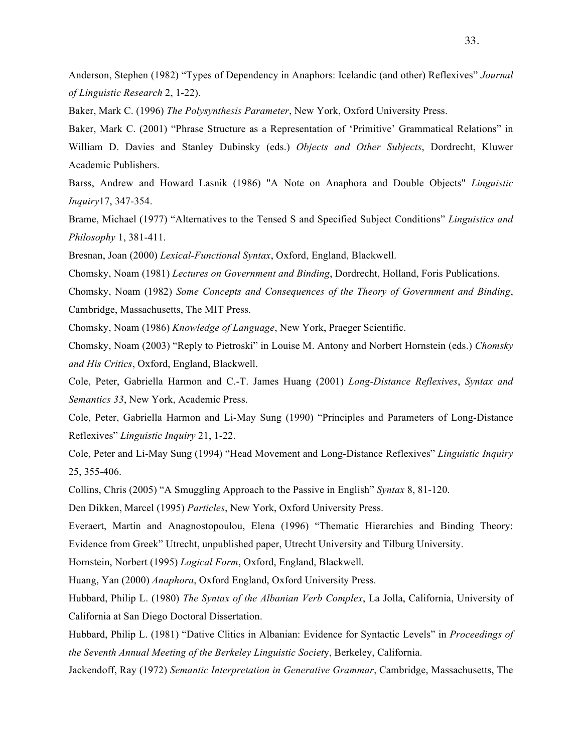Anderson, Stephen (1982) “Types of Dependency in Anaphors: Icelandic (and other) Reflexives” *Journal of Linguistic Research* 2, 1-22).

Baker, Mark C. (1996) *The Polysynthesis Parameter*, New York, Oxford University Press.

Baker, Mark C. (2001) “Phrase Structure as a Representation of ‘Primitive’ Grammatical Relations” in William D. Davies and Stanley Dubinsky (eds.) *Objects and Other Subjects*, Dordrecht, Kluwer Academic Publishers.

Barss, Andrew and Howard Lasnik (1986) "A Note on Anaphora and Double Objects" *Linguistic Inquiry*17, 347-354.

Brame, Michael (1977) “Alternatives to the Tensed S and Specified Subject Conditions” *Linguistics and Philosophy* 1, 381-411.

Bresnan, Joan (2000) *Lexical-Functional Syntax*, Oxford, England, Blackwell.

Chomsky, Noam (1981) *Lectures on Government and Binding*, Dordrecht, Holland, Foris Publications.

Chomsky, Noam (1982) *Some Concepts and Consequences of the Theory of Government and Binding*, Cambridge, Massachusetts, The MIT Press.

Chomsky, Noam (1986) *Knowledge of Language*, New York, Praeger Scientific.

Chomsky, Noam (2003) “Reply to Pietroski” in Louise M. Antony and Norbert Hornstein (eds.) *Chomsky and His Critics*, Oxford, England, Blackwell.

Cole, Peter, Gabriella Harmon and C.-T. James Huang (2001) *Long-Distance Reflexives*, *Syntax and Semantics 33*, New York, Academic Press.

Cole, Peter, Gabriella Harmon and Li-May Sung (1990) “Principles and Parameters of Long-Distance Reflexives” *Linguistic Inquiry* 21, 1-22.

Cole, Peter and Li-May Sung (1994) “Head Movement and Long-Distance Reflexives” *Linguistic Inquiry* 25, 355-406.

Collins, Chris (2005) “A Smuggling Approach to the Passive in English” *Syntax* 8, 81-120.

Den Dikken, Marcel (1995) *Particles*, New York, Oxford University Press.

Everaert, Martin and Anagnostopoulou, Elena (1996) “Thematic Hierarchies and Binding Theory: Evidence from Greek” Utrecht, unpublished paper, Utrecht University and Tilburg University.

Hornstein, Norbert (1995) *Logical Form*, Oxford, England, Blackwell.

Huang, Yan (2000) *Anaphora*, Oxford England, Oxford University Press.

Hubbard, Philip L. (1980) *The Syntax of the Albanian Verb Complex*, La Jolla, California, University of California at San Diego Doctoral Dissertation.

Hubbard, Philip L. (1981) “Dative Clitics in Albanian: Evidence for Syntactic Levels” in *Proceedings of the Seventh Annual Meeting of the Berkeley Linguistic Society*, Berkeley, California.

Jackendoff, Ray (1972) *Semantic Interpretation in Generative Grammar*, Cambridge, Massachusetts, The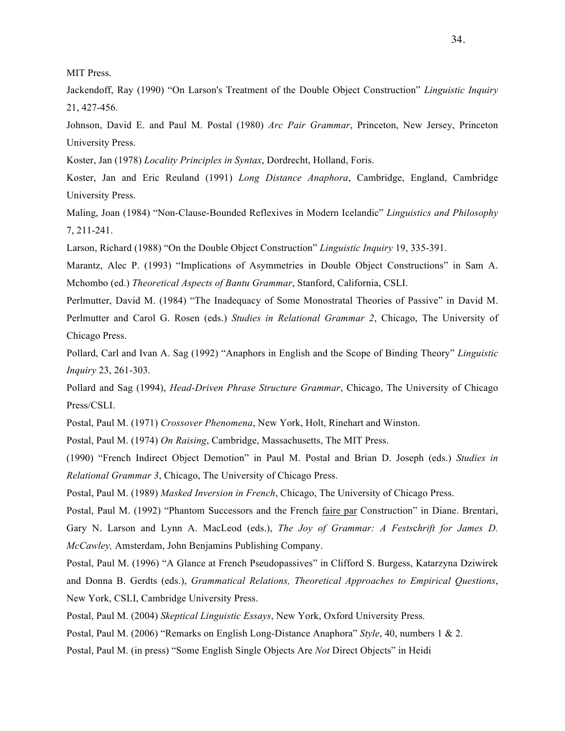MIT Press.

Jackendoff, Ray (1990) "On Larson's Treatment of the Double Object Construction" *Linguistic Inquiry* 21, 427-456.

Johnson, David E. and Paul M. Postal (1980) *Arc Pair Grammar*, Princeton, New Jersey, Princeton University Press.

Koster, Jan (1978) *Locality Principles in Syntax*, Dordrecht, Holland, Foris.

Koster, Jan and Eric Reuland (1991) *Long Distance Anaphora*, Cambridge, England, Cambridge University Press.

Maling, Joan (1984) "Non-Clause-Bounded Reflexives in Modern Icelandic" *Linguistics and Philosophy* 7, 211-241.

Larson, Richard (1988) "On the Double Object Construction" *Linguistic Inquiry* 19, 335-391.

Marantz, Alec P. (1993) "Implications of Asymmetries in Double Object Constructions" in Sam A. Mchombo (ed.) *Theoretical Aspects of Bantu Grammar*, Stanford, California, CSLI.

Perlmutter, David M. (1984) "The Inadequacy of Some Monostratal Theories of Passive" in David M. Perlmutter and Carol G. Rosen (eds.) *Studies in Relational Grammar 2*, Chicago, The University of Chicago Press.

Pollard, Carl and Ivan A. Sag (1992) "Anaphors in English and the Scope of Binding Theory" *Linguistic Inquiry* 23, 261-303.

Pollard and Sag (1994), *Head-Driven Phrase Structure Grammar*, Chicago, The University of Chicago Press/CSLI.

Postal, Paul M. (1971) *Crossover Phenomena*, New York, Holt, Rinehart and Winston.

Postal, Paul M. (1974) *On Raising*, Cambridge, Massachusetts, The MIT Press.

(1990) "French Indirect Object Demotion" in Paul M. Postal and Brian D. Joseph (eds.) *Studies in Relational Grammar 3*, Chicago, The University of Chicago Press.

Postal, Paul M. (1989) *Masked Inversion in French*, Chicago, The University of Chicago Press.

Postal, Paul M. (1992) "Phantom Successors and the French faire par Construction" in Diane. Brentari, Gary N. Larson and Lynn A. MacLeod (eds.), *The Joy of Grammar: A Festschrift for James D. McCawley,* Amsterdam, John Benjamins Publishing Company.

Postal, Paul M. (1996) "A Glance at French Pseudopassives" in Clifford S. Burgess, Katarzyna Dziwirek and Donna B. Gerdts (eds.), *Grammatical Relations, Theoretical Approaches to Empirical Questions*, New York, CSLI, Cambridge University Press.

Postal, Paul M. (2004) *Skeptical Linguistic Essays*, New York, Oxford University Press.

Postal, Paul M. (2006) "Remarks on English Long-Distance Anaphora" *Style*, 40, numbers 1 & 2.

Postal, Paul M. (in press) "Some English Single Objects Are *Not* Direct Objects" in Heidi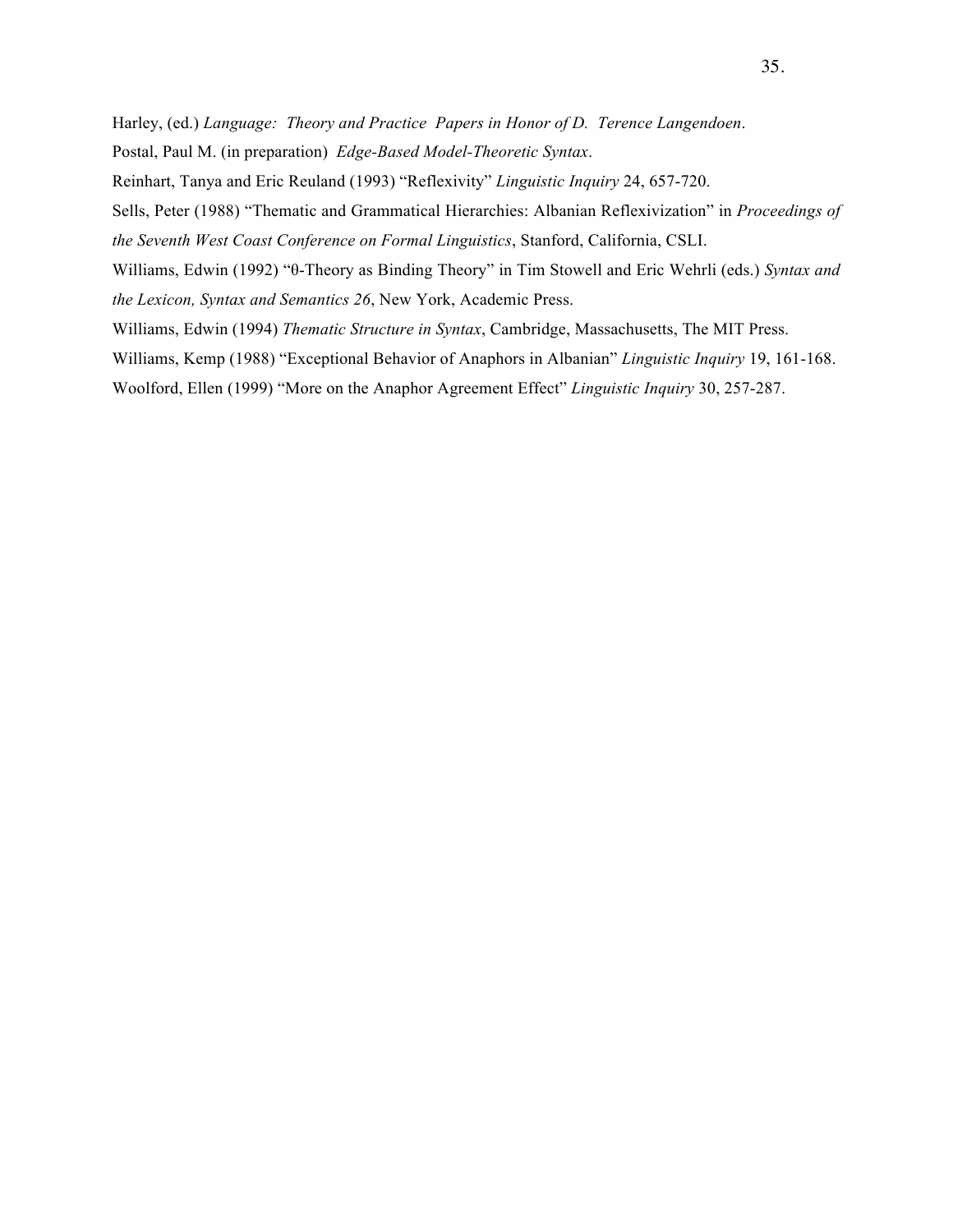Harley, (ed.) *Language: Theory and Practice Papers in Honor of D. Terence Langendoen*.

Postal, Paul M. (in preparation) *Edge-Based Model-Theoretic Syntax*.

Reinhart, Tanya and Eric Reuland (1993) "Reflexivity" *Linguistic Inquiry* 24, 657-720.

Sells, Peter (1988) "Thematic and Grammatical Hierarchies: Albanian Reflexivization" in *Proceedings of the Seventh West Coast Conference on Formal Linguistics*, Stanford, California, CSLI.

Williams, Edwin (1992) "θ-Theory as Binding Theory" in Tim Stowell and Eric Wehrli (eds.) *Syntax and the Lexicon, Syntax and Semantics 26*, New York, Academic Press.

Williams, Edwin (1994) *Thematic Structure in Syntax*, Cambridge, Massachusetts, The MIT Press.

Williams, Kemp (1988) "Exceptional Behavior of Anaphors in Albanian" *Linguistic Inquiry* 19, 161-168.

Woolford, Ellen (1999) "More on the Anaphor Agreement Effect" *Linguistic Inquiry* 30, 257-287.